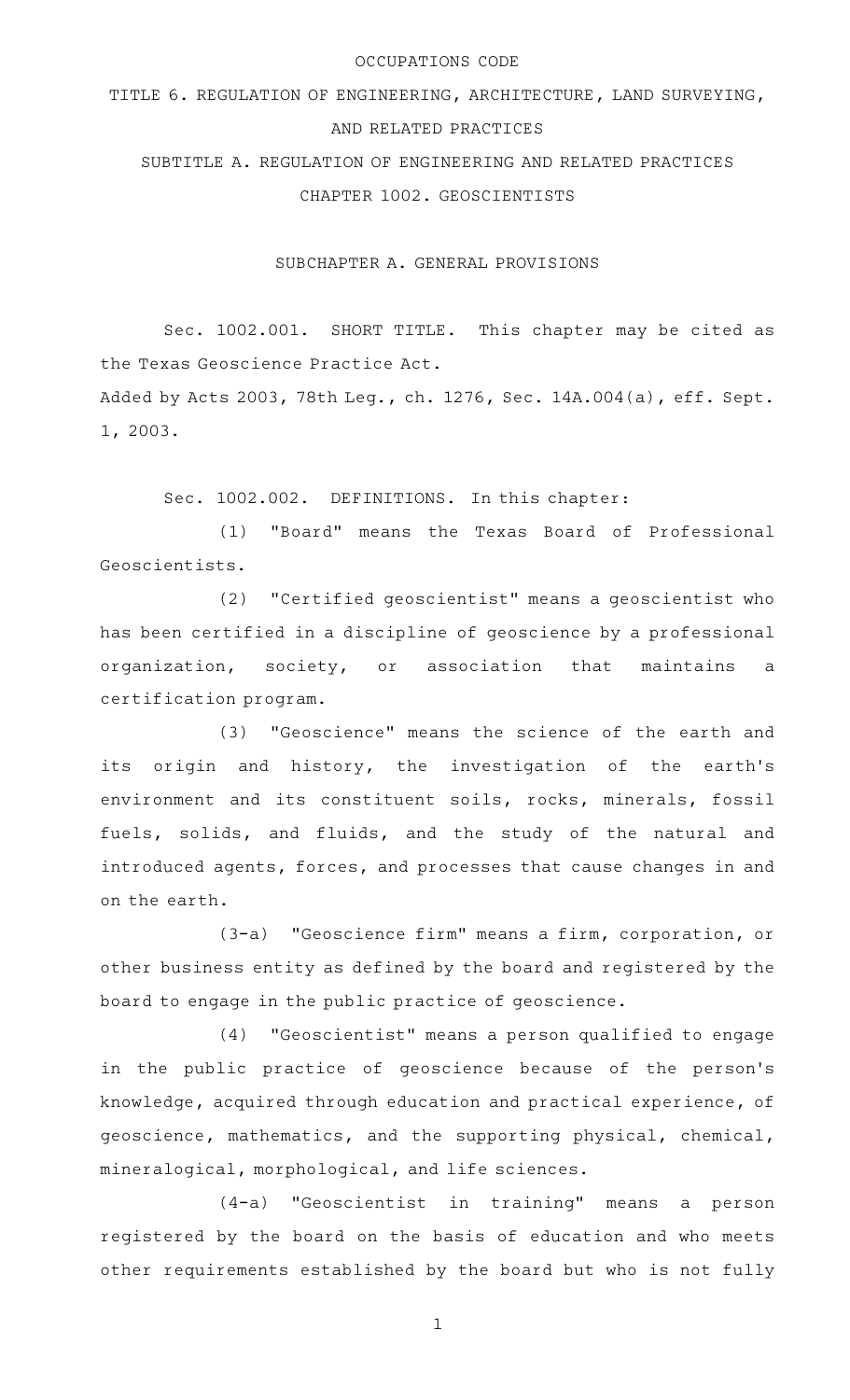# OCCUPATIONS CODE

## TITLE 6. REGULATION OF ENGINEERING, ARCHITECTURE, LAND SURVEYING, AND RELATED PRACTICES

## SUBTITLE A. REGULATION OF ENGINEERING AND RELATED PRACTICES

## CHAPTER 1002. GEOSCIENTISTS

### SUBCHAPTER A. GENERAL PROVISIONS

Sec. 1002.001. SHORT TITLE. This chapter may be cited as the Texas Geoscience Practice Act.

Added by Acts 2003, 78th Leg., ch. 1276, Sec. 14A.004(a), eff. Sept. 1, 2003.

Sec. 1002.002. DEFINITIONS. In this chapter:

(1) "Board" means the Texas Board of Professional Geoscientists.

(2) "Certified geoscientist" means a geoscientist who has been certified in a discipline of geoscience by a professional organization, society, or association that maintains a certification program.

(3) "Geoscience" means the science of the earth and its origin and history, the investigation of the earth's environment and its constituent soils, rocks, minerals, fossil fuels, solids, and fluids, and the study of the natural and introduced agents, forces, and processes that cause changes in and on the earth.

(3-a) "Geoscience firm" means a firm, corporation, or other business entity as defined by the board and registered by the board to engage in the public practice of geoscience.

(4) "Geoscientist" means a person qualified to engage in the public practice of geoscience because of the person's knowledge, acquired through education and practical experience, of geoscience, mathematics, and the supporting physical, chemical, mineralogical, morphological, and life sciences.

(4-a) "Geoscientist in training" means a person registered by the board on the basis of education and who meets other requirements established by the board but who is not fully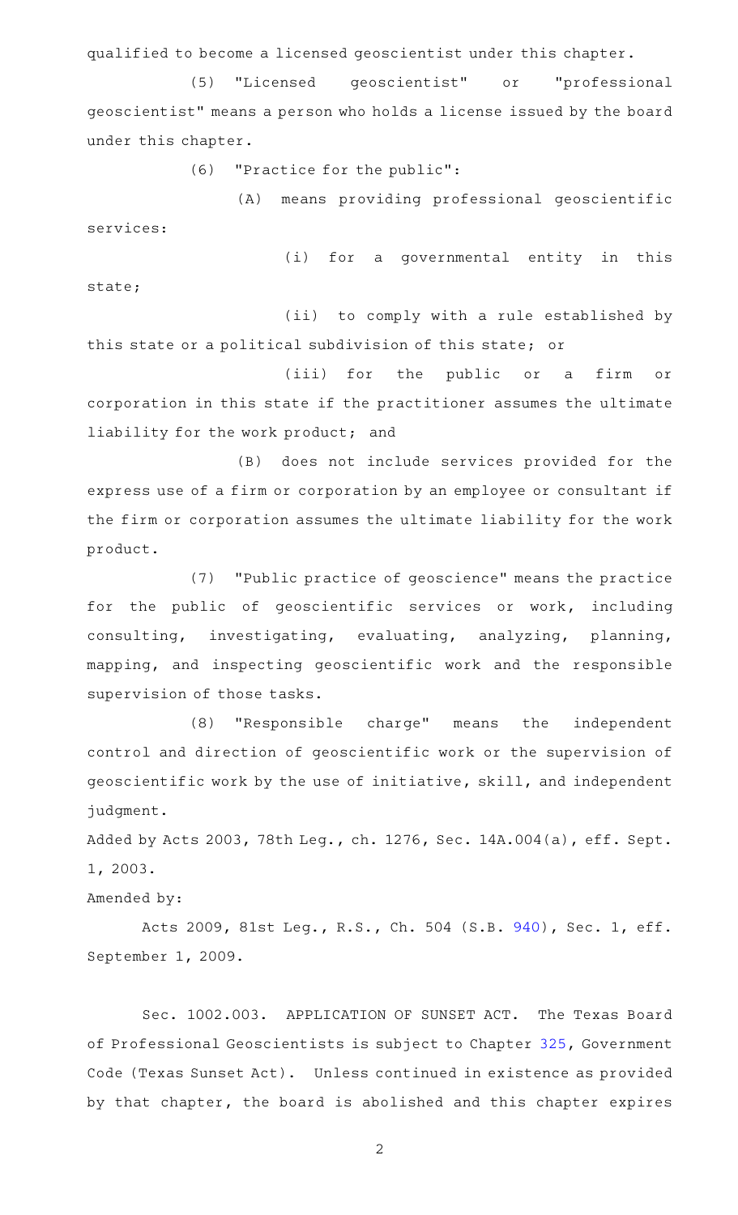qualified to become a licensed geoscientist under this chapter.

(5) "Licensed geoscientist" or "professional geoscientist" means a person who holds a license issued by the board under this chapter.

(6) "Practice for the public":

(A) means providing professional geoscientific services:

(i) for a governmental entity in this state;

(ii) to comply with a rule established by this state or a political subdivision of this state; or

(iii) for the public or a firm or corporation in this state if the practitioner assumes the ultimate liability for the work product; and

(B) does not include services provided for the express use of a firm or corporation by an employee or consultant if the firm or corporation assumes the ultimate liability for the work product.

(7) "Public practice of geoscience" means the practice for the public of geoscientific services or work, including consulting, investigating, evaluating, analyzing, planning, mapping, and inspecting geoscientific work and the responsible supervision of those tasks.

(8) "Responsible charge" means the independent control and direction of geoscientific work or the supervision of geoscientific work by the use of initiative, skill, and independent judgment.

Added by Acts 2003, 78th Leg., ch. 1276, Sec. 14A.004(a), eff. Sept. 1, 2003.

Amended by:

Acts 2009, 81st Leg., R.S., Ch. 504 (S.B. 940), Sec. 1, eff. September 1, 2009.

Sec. 1002.003. APPLICATION OF SUNSET ACT. The Texas Board of Professional Geoscientists is subject to Chapter 325, Government Code (Texas Sunset Act). Unless continued in existence as provided by that chapter, the board is abolished and this chapter expires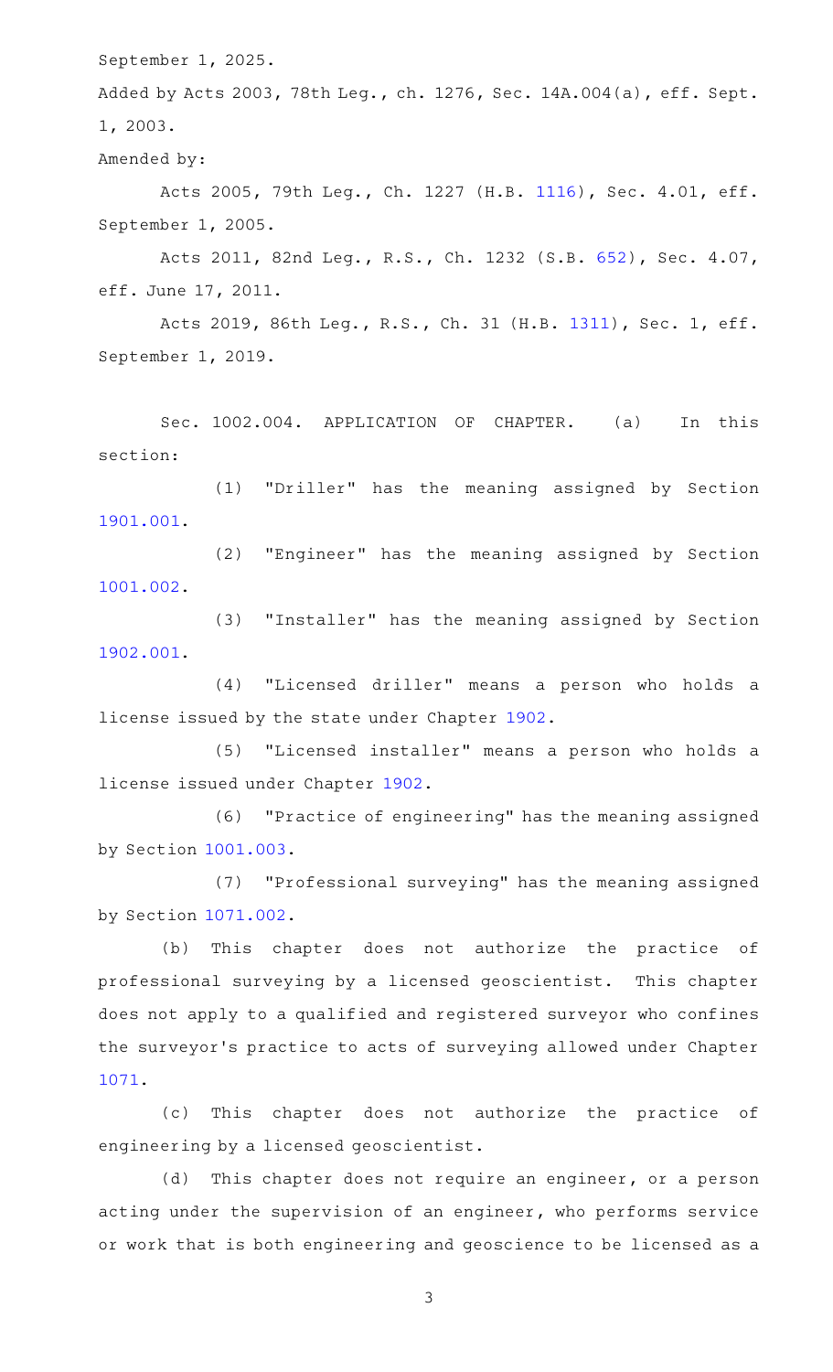September 1, 2025.

Added by Acts 2003, 78th Leg., ch. 1276, Sec. 14A.004(a), eff. Sept. 1, 2003.

Amended by:

Acts 2005, 79th Leg., Ch. 1227 (H.B. 1116), Sec. 4.01, eff. September 1, 2005.

Acts 2011, 82nd Leg., R.S., Ch. 1232 (S.B. 652), Sec. 4.07, eff. June 17, 2011.

Acts 2019, 86th Leg., R.S., Ch. 31 (H.B. 1311), Sec. 1, eff. September 1, 2019.

Sec. 1002.004. APPLICATION OF CHAPTER. (a) In this section:

(1) "Driller" has the meaning assigned by Section 1901.001.

(2) "Engineer" has the meaning assigned by Section 1001.002.

(3) "Installer" has the meaning assigned by Section 1902.001.

(4) "Licensed driller" means a person who holds a license issued by the state under Chapter 1902.

(5) "Licensed installer" means a person who holds a license issued under Chapter 1902.

(6) "Practice of engineering" has the meaning assigned by Section 1001.003.

(7) "Professional surveying" has the meaning assigned by Section 1071.002.

(b) This chapter does not authorize the practice of professional surveying by a licensed geoscientist. This chapter does not apply to a qualified and registered surveyor who confines the surveyor's practice to acts of surveying allowed under Chapter 1071.

(c) This chapter does not authorize the practice of engineering by a licensed geoscientist.

(d) This chapter does not require an engineer, or a person acting under the supervision of an engineer, who performs service or work that is both engineering and geoscience to be licensed as a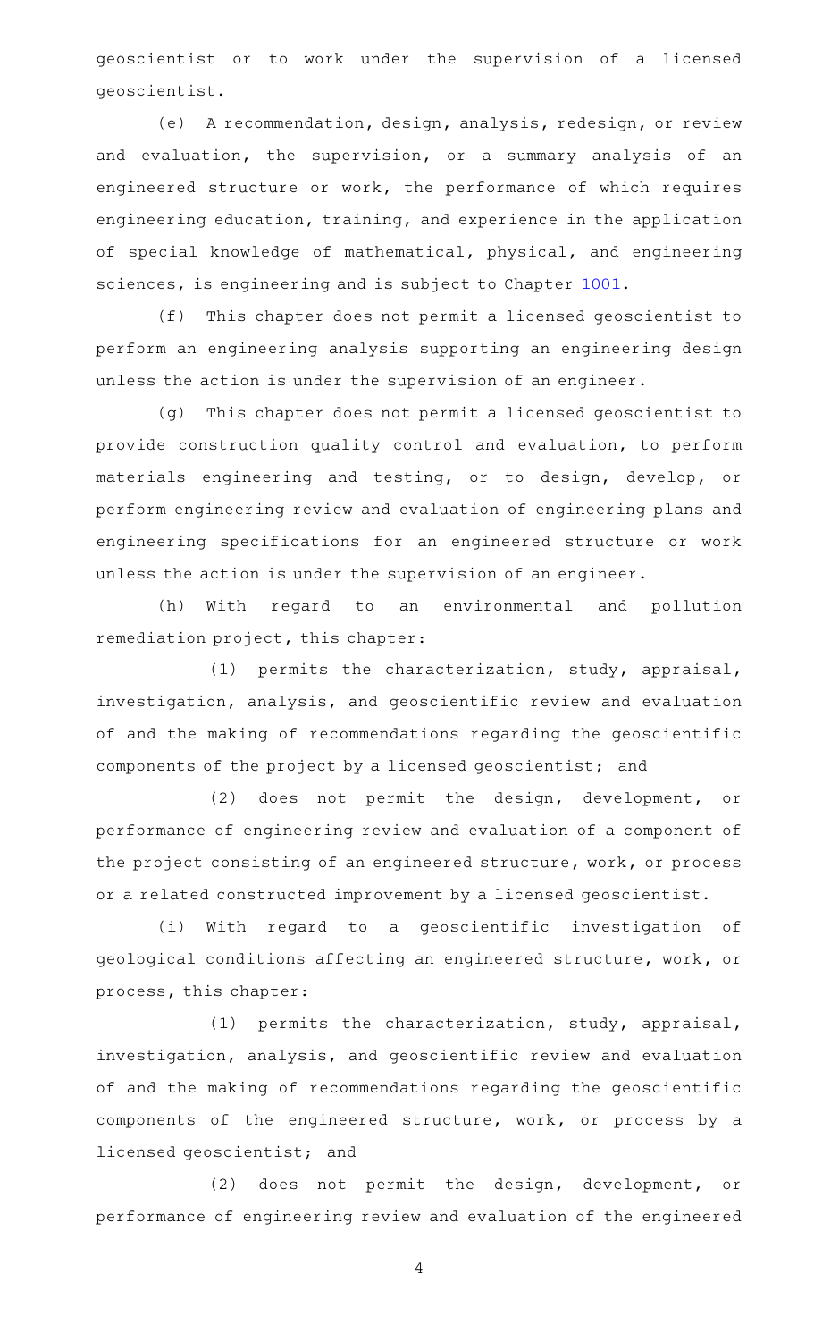geoscientist or to work under the supervision of a licensed geoscientist.

(e) A recommendation, design, analysis, redesign, or review and evaluation, the supervision, or a summary analysis of an engineered structure or work, the performance of which requires engineering education, training, and experience in the application of special knowledge of mathematical, physical, and engineering sciences, is engineering and is subject to Chapter 1001.

(f) This chapter does not permit a licensed geoscientist to perform an engineering analysis supporting an engineering design unless the action is under the supervision of an engineer.

(g) This chapter does not permit a licensed geoscientist to provide construction quality control and evaluation, to perform materials engineering and testing, or to design, develop, or perform engineering review and evaluation of engineering plans and engineering specifications for an engineered structure or work unless the action is under the supervision of an engineer.

(h) With regard to an environmental and pollution remediation project, this chapter:

(1) permits the characterization, study, appraisal, investigation, analysis, and geoscientific review and evaluation of and the making of recommendations regarding the geoscientific components of the project by a licensed geoscientist; and

(2) does not permit the design, development, or performance of engineering review and evaluation of a component of the project consisting of an engineered structure, work, or process or a related constructed improvement by a licensed geoscientist.

(i) With regard to a geoscientific investigation of geological conditions affecting an engineered structure, work, or process, this chapter:

(1) permits the characterization, study, appraisal, investigation, analysis, and geoscientific review and evaluation of and the making of recommendations regarding the geoscientific components of the engineered structure, work, or process by a licensed geoscientist; and

(2) does not permit the design, development, or performance of engineering review and evaluation of the engineered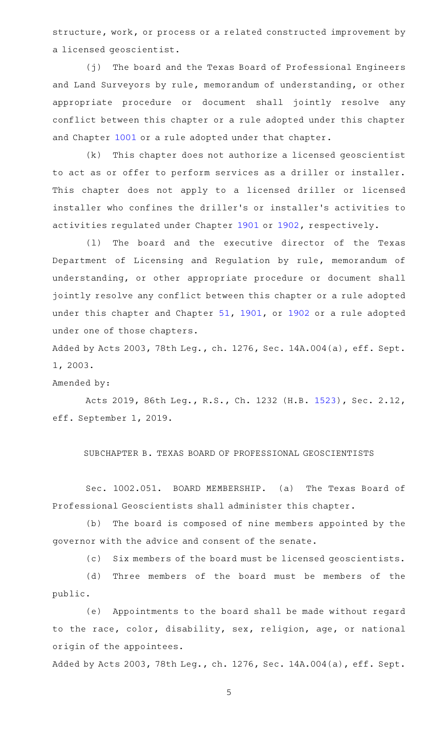structure, work, or process or a related constructed improvement by a licensed geoscientist.

(j) The board and the Texas Board of Professional Engineers and Land Surveyors by rule, memorandum of understanding, or other appropriate procedure or document shall jointly resolve any conflict between this chapter or a rule adopted under this chapter and Chapter 1001 or a rule adopted under that chapter.

(k) This chapter does not authorize a licensed geoscientist to act as or offer to perform services as a driller or installer. This chapter does not apply to a licensed driller or licensed installer who confines the driller's or installer's activities to activities regulated under Chapter 1901 or 1902, respectively.

(l) The board and the executive director of the Texas Department of Licensing and Regulation by rule, memorandum of understanding, or other appropriate procedure or document shall jointly resolve any conflict between this chapter or a rule adopted under this chapter and Chapter 51, 1901, or 1902 or a rule adopted under one of those chapters.

Added by Acts 2003, 78th Leg., ch. 1276, Sec. 14A.004(a), eff. Sept. 1, 2003.

Amended by:

Acts 2019, 86th Leg., R.S., Ch. 1232 (H.B. 1523), Sec. 2.12, eff. September 1, 2019.

## SUBCHAPTER B. TEXAS BOARD OF PROFESSIONAL GEOSCIENTISTS

Sec. 1002.051. BOARD MEMBERSHIP. (a) The Texas Board of Professional Geoscientists shall administer this chapter.

(b) The board is composed of nine members appointed by the governor with the advice and consent of the senate.

(c) Six members of the board must be licensed geoscientists.

(d) Three members of the board must be members of the public.

(e) Appointments to the board shall be made without regard to the race, color, disability, sex, religion, age, or national origin of the appointees.

Added by Acts 2003, 78th Leg., ch. 1276, Sec. 14A.004(a), eff. Sept.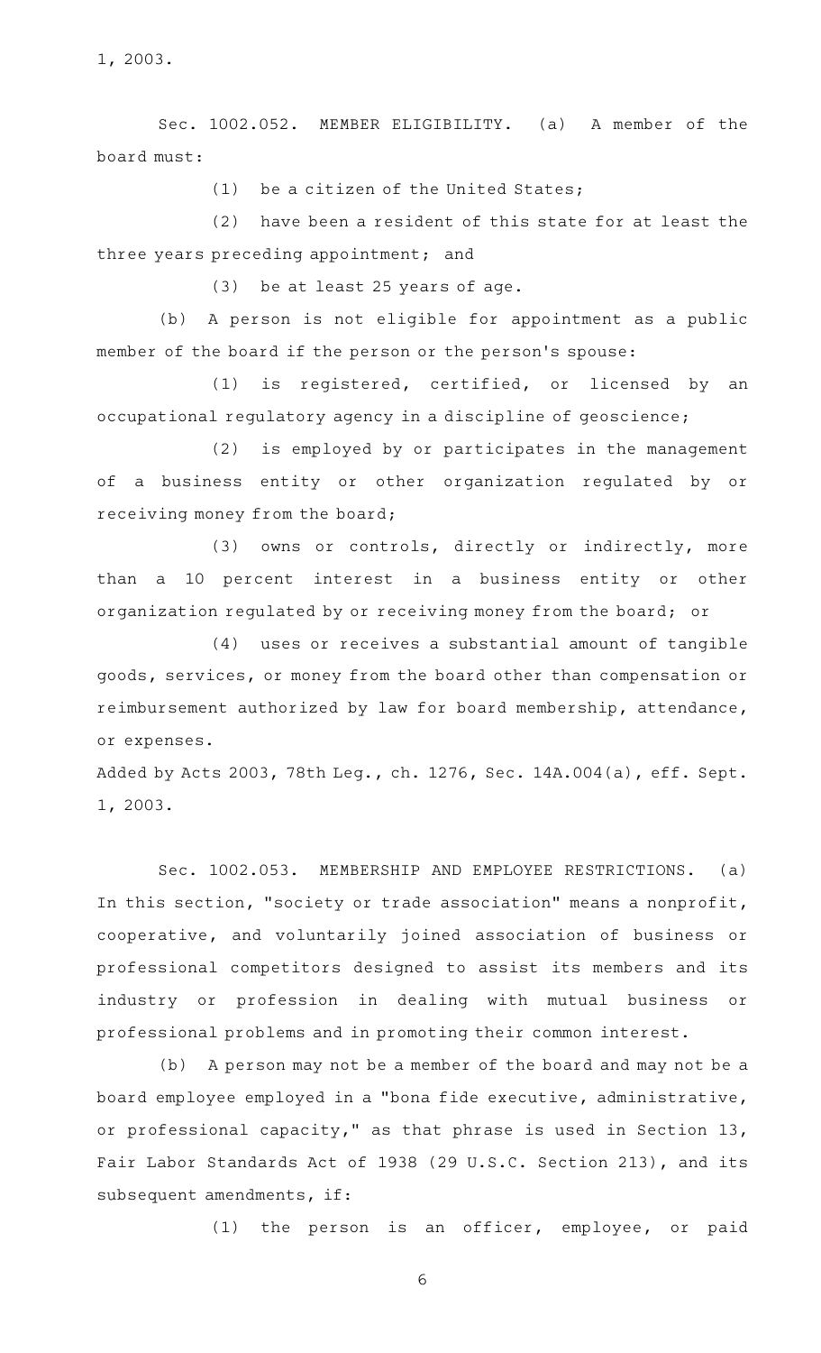1, 2003.

Sec. 1002.052. MEMBER ELIGIBILITY. (a) A member of the board must:

(1) be a citizen of the United States;

(2) have been a resident of this state for at least the three years preceding appointment; and

(3) be at least 25 years of age.

(b) A person is not eligible for appointment as a public member of the board if the person or the person's spouse:

(1) is registered, certified, or licensed by an occupational regulatory agency in a discipline of geoscience;

(2) is employed by or participates in the management of a business entity or other organization regulated by or receiving money from the board;

(3) owns or controls, directly or indirectly, more than a 10 percent interest in a business entity or other organization regulated by or receiving money from the board; or

(4) uses or receives a substantial amount of tangible goods, services, or money from the board other than compensation or reimbursement authorized by law for board membership, attendance, or expenses.

Added by Acts 2003, 78th Leg., ch. 1276, Sec. 14A.004(a), eff. Sept. 1, 2003.

Sec. 1002.053. MEMBERSHIP AND EMPLOYEE RESTRICTIONS. (a) In this section, "society or trade association" means a nonprofit, cooperative, and voluntarily joined association of business or professional competitors designed to assist its members and its industry or profession in dealing with mutual business or professional problems and in promoting their common interest.

(b) A person may not be a member of the board and may not be a board employee employed in a "bona fide executive, administrative, or professional capacity," as that phrase is used in Section 13, Fair Labor Standards Act of 1938 (29 U.S.C. Section 213), and its subsequent amendments, if:

(1) the person is an officer, employee, or paid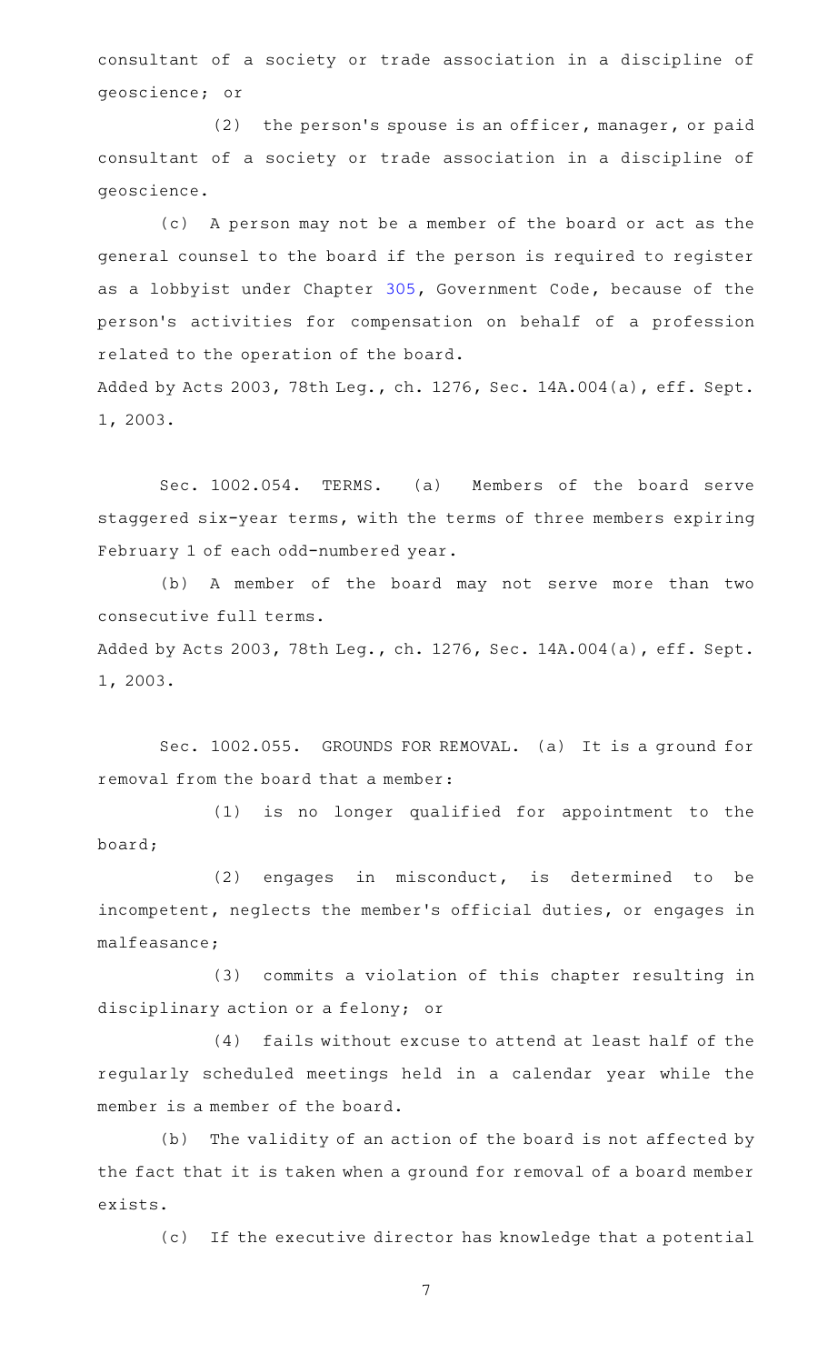consultant of a society or trade association in a discipline of geoscience; or

(2) the person's spouse is an officer, manager, or paid consultant of a society or trade association in a discipline of geoscience.

(c) A person may not be a member of the board or act as the general counsel to the board if the person is required to register as a lobbyist under Chapter 305, Government Code, because of the person's activities for compensation on behalf of a profession related to the operation of the board.

Added by Acts 2003, 78th Leg., ch. 1276, Sec. 14A.004(a), eff. Sept. 1, 2003.

Sec. 1002.054. TERMS. (a) Members of the board serve staggered six-year terms, with the terms of three members expiring February 1 of each odd-numbered year.

(b) A member of the board may not serve more than two consecutive full terms.

Added by Acts 2003, 78th Leg., ch. 1276, Sec. 14A.004(a), eff. Sept. 1, 2003.

Sec. 1002.055. GROUNDS FOR REMOVAL. (a) It is a ground for removal from the board that a member:

(1) is no longer qualified for appointment to the board;

(2) engages in misconduct, is determined to be incompetent, neglects the member's official duties, or engages in malfeasance;

(3) commits a violation of this chapter resulting in disciplinary action or a felony; or

(4) fails without excuse to attend at least half of the regularly scheduled meetings held in a calendar year while the member is a member of the board.

(b) The validity of an action of the board is not affected by the fact that it is taken when a ground for removal of a board member exists.

(c) If the executive director has knowledge that a potential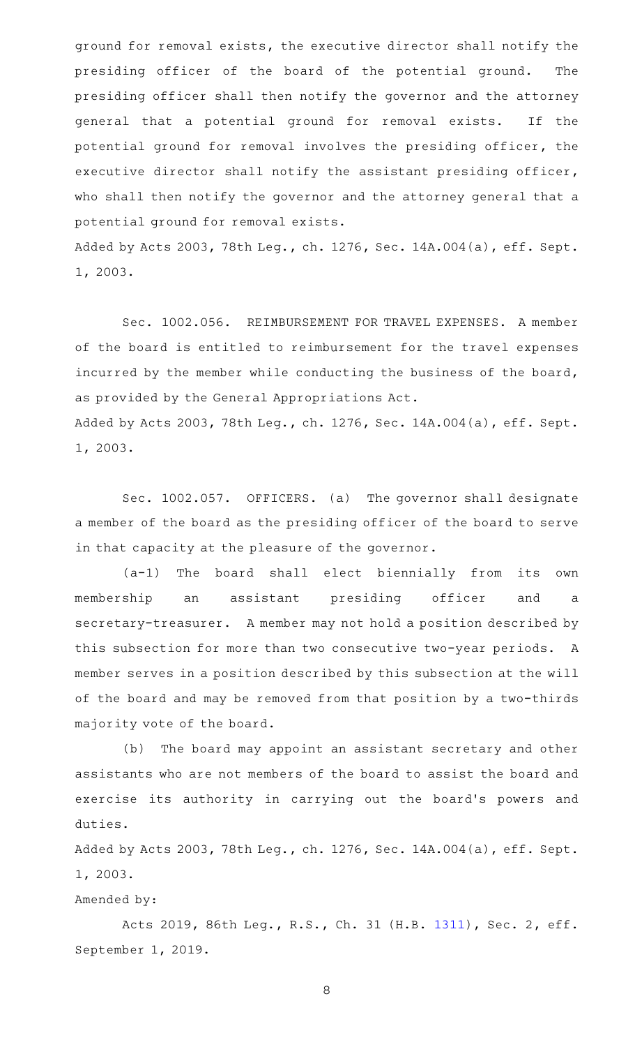ground for removal exists, the executive director shall notify the presiding officer of the board of the potential ground. The presiding officer shall then notify the governor and the attorney general that a potential ground for removal exists. If the potential ground for removal involves the presiding officer, the executive director shall notify the assistant presiding officer, who shall then notify the governor and the attorney general that a potential ground for removal exists.

Added by Acts 2003, 78th Leg., ch. 1276, Sec. 14A.004(a), eff. Sept. 1, 2003.

Sec. 1002.056. REIMBURSEMENT FOR TRAVEL EXPENSES. A member of the board is entitled to reimbursement for the travel expenses incurred by the member while conducting the business of the board, as provided by the General Appropriations Act.

Added by Acts 2003, 78th Leg., ch. 1276, Sec. 14A.004(a), eff. Sept. 1, 2003.

Sec. 1002.057. OFFICERS. (a) The governor shall designate a member of the board as the presiding officer of the board to serve in that capacity at the pleasure of the governor.

(a-1) The board shall elect biennially from its own membership an assistant presiding officer and a secretary-treasurer. A member may not hold a position described by this subsection for more than two consecutive two-year periods. A member serves in a position described by this subsection at the will of the board and may be removed from that position by a two-thirds majority vote of the board.

(b) The board may appoint an assistant secretary and other assistants who are not members of the board to assist the board and exercise its authority in carrying out the board's powers and duties.

Added by Acts 2003, 78th Leg., ch. 1276, Sec. 14A.004(a), eff. Sept. 1, 2003.

Amended by:

Acts 2019, 86th Leg., R.S., Ch. 31 (H.B. 1311), Sec. 2, eff. September 1, 2019.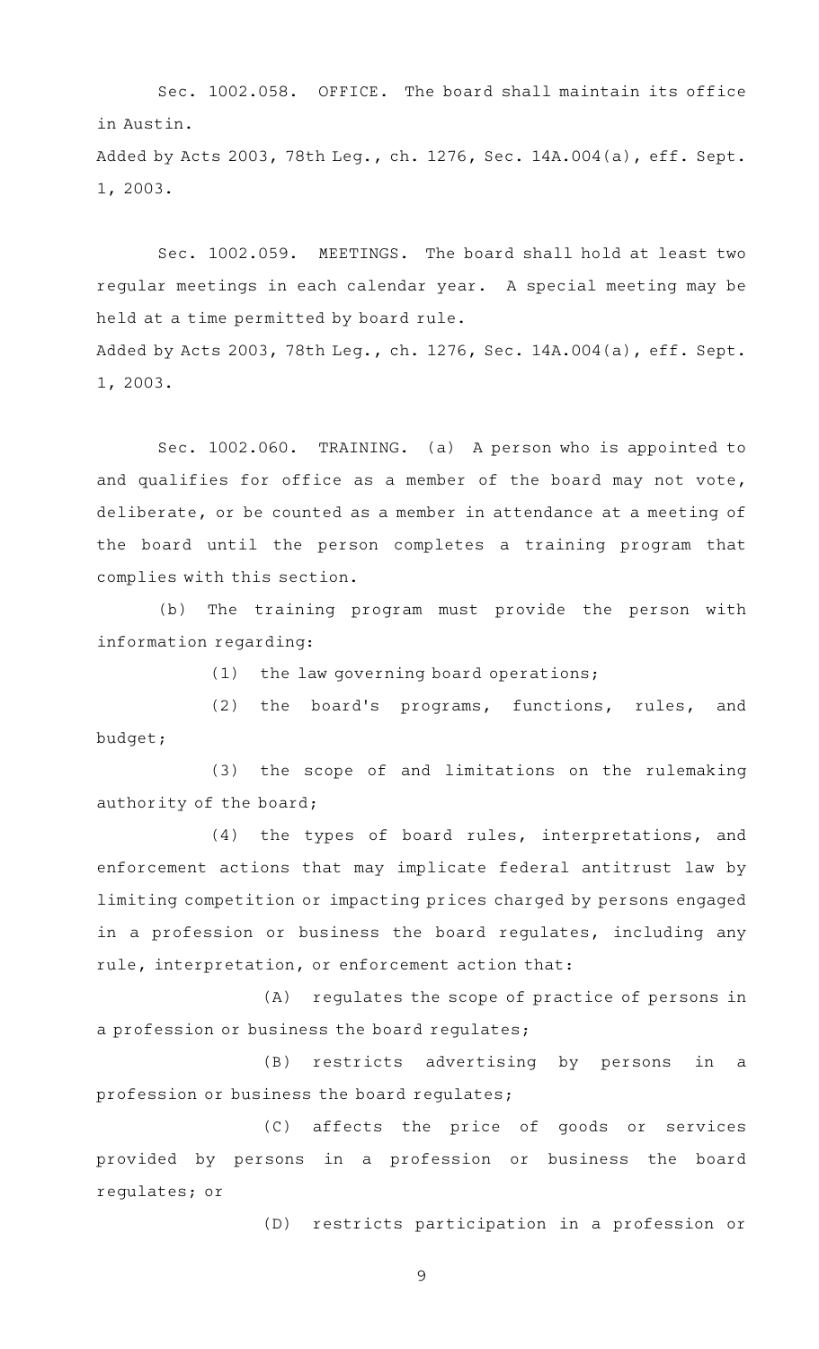Sec. 1002.058. OFFICE. The board shall maintain its office in Austin.

Added by Acts 2003, 78th Leg., ch. 1276, Sec. 14A.004(a), eff. Sept. 1, 2003.

Sec. 1002.059. MEETINGS. The board shall hold at least two regular meetings in each calendar year. A special meeting may be held at a time permitted by board rule.

Added by Acts 2003, 78th Leg., ch. 1276, Sec. 14A.004(a), eff. Sept. 1, 2003.

Sec. 1002.060. TRAINING. (a) A person who is appointed to and qualifies for office as a member of the board may not vote, deliberate, or be counted as a member in attendance at a meeting of the board until the person completes a training program that complies with this section.

(b) The training program must provide the person with information regarding:

(1) the law governing board operations;

(2) the board's programs, functions, rules, and budget;

(3) the scope of and limitations on the rulemaking authority of the board;

(4) the types of board rules, interpretations, and enforcement actions that may implicate federal antitrust law by limiting competition or impacting prices charged by persons engaged in a profession or business the board regulates, including any rule, interpretation, or enforcement action that:

(A) regulates the scope of practice of persons in a profession or business the board regulates;

(B) restricts advertising by persons in a profession or business the board regulates;

(C) affects the price of goods or services provided by persons in a profession or business the board regulates; or

(D) restricts participation in a profession or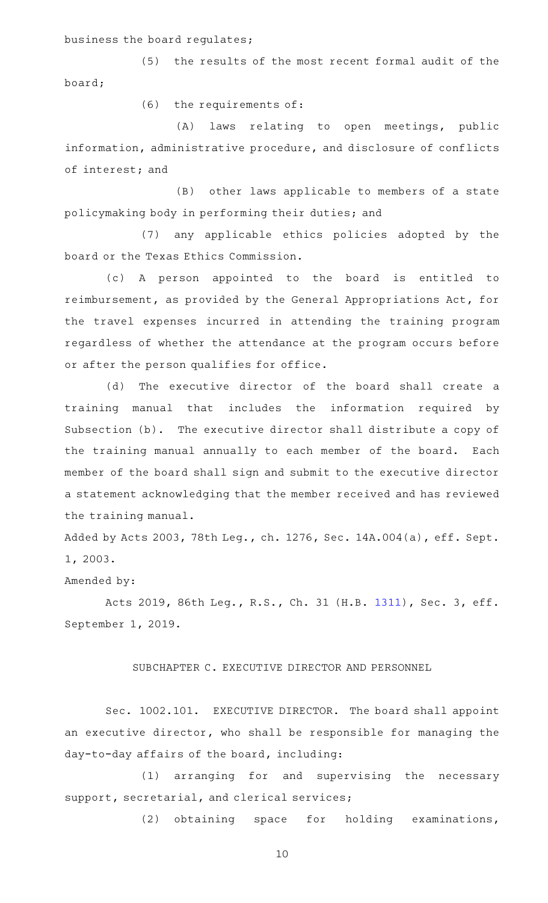business the board regulates;

(5) the results of the most recent formal audit of the board;

(6) the requirements of:

(A) laws relating to open meetings, public information, administrative procedure, and disclosure of conflicts of interest; and

(B) other laws applicable to members of a state policymaking body in performing their duties; and

(7) any applicable ethics policies adopted by the board or the Texas Ethics Commission.

(c) A person appointed to the board is entitled to reimbursement, as provided by the General Appropriations Act, for the travel expenses incurred in attending the training program regardless of whether the attendance at the program occurs before or after the person qualifies for office.

(d) The executive director of the board shall create a training manual that includes the information required by Subsection (b). The executive director shall distribute a copy of the training manual annually to each member of the board. Each member of the board shall sign and submit to the executive director a statement acknowledging that the member received and has reviewed the training manual.

Added by Acts 2003, 78th Leg., ch. 1276, Sec. 14A.004(a), eff. Sept. 1, 2003.

Amended by:

Acts 2019, 86th Leg., R.S., Ch. 31 (H.B. 1311), Sec. 3, eff. September 1, 2019.

SUBCHAPTER C. EXECUTIVE DIRECTOR AND PERSONNEL

Sec. 1002.101. EXECUTIVE DIRECTOR. The board shall appoint an executive director, who shall be responsible for managing the day-to-day affairs of the board, including:

(1) arranging for and supervising the necessary support, secretarial, and clerical services;

(2) obtaining space for holding examinations,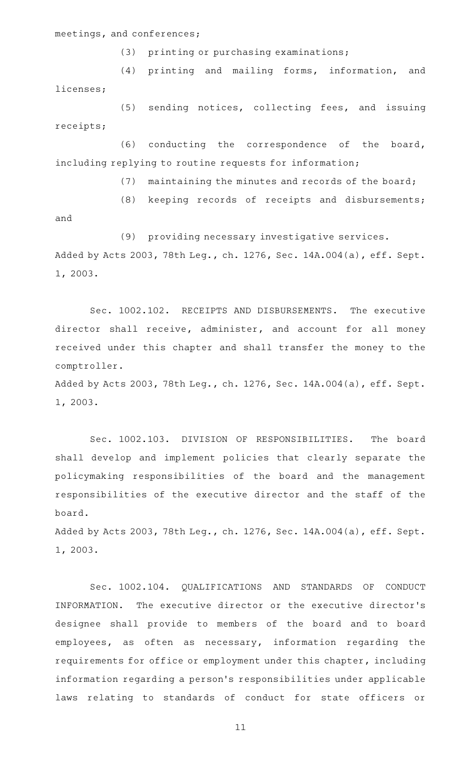meetings, and conferences;

(3) printing or purchasing examinations;

(4) printing and mailing forms, information, and licenses;

(5) sending notices, collecting fees, and issuing receipts;

(6) conducting the correspondence of the board, including replying to routine requests for information;

(7) maintaining the minutes and records of the board;

(8) keeping records of receipts and disbursements; and

(9) providing necessary investigative services.

Added by Acts 2003, 78th Leg., ch. 1276, Sec. 14A.004(a), eff. Sept. 1, 2003.

Sec. 1002.102. RECEIPTS AND DISBURSEMENTS. The executive director shall receive, administer, and account for all money received under this chapter and shall transfer the money to the comptroller.

Added by Acts 2003, 78th Leg., ch. 1276, Sec. 14A.004(a), eff. Sept. 1, 2003.

Sec. 1002.103. DIVISION OF RESPONSIBILITIES. The board shall develop and implement policies that clearly separate the policymaking responsibilities of the board and the management responsibilities of the executive director and the staff of the board.

Added by Acts 2003, 78th Leg., ch. 1276, Sec. 14A.004(a), eff. Sept. 1, 2003.

Sec. 1002.104. QUALIFICATIONS AND STANDARDS OF CONDUCT INFORMATION. The executive director or the executive director's designee shall provide to members of the board and to board employees, as often as necessary, information regarding the requirements for office or employment under this chapter, including information regarding a person's responsibilities under applicable laws relating to standards of conduct for state officers or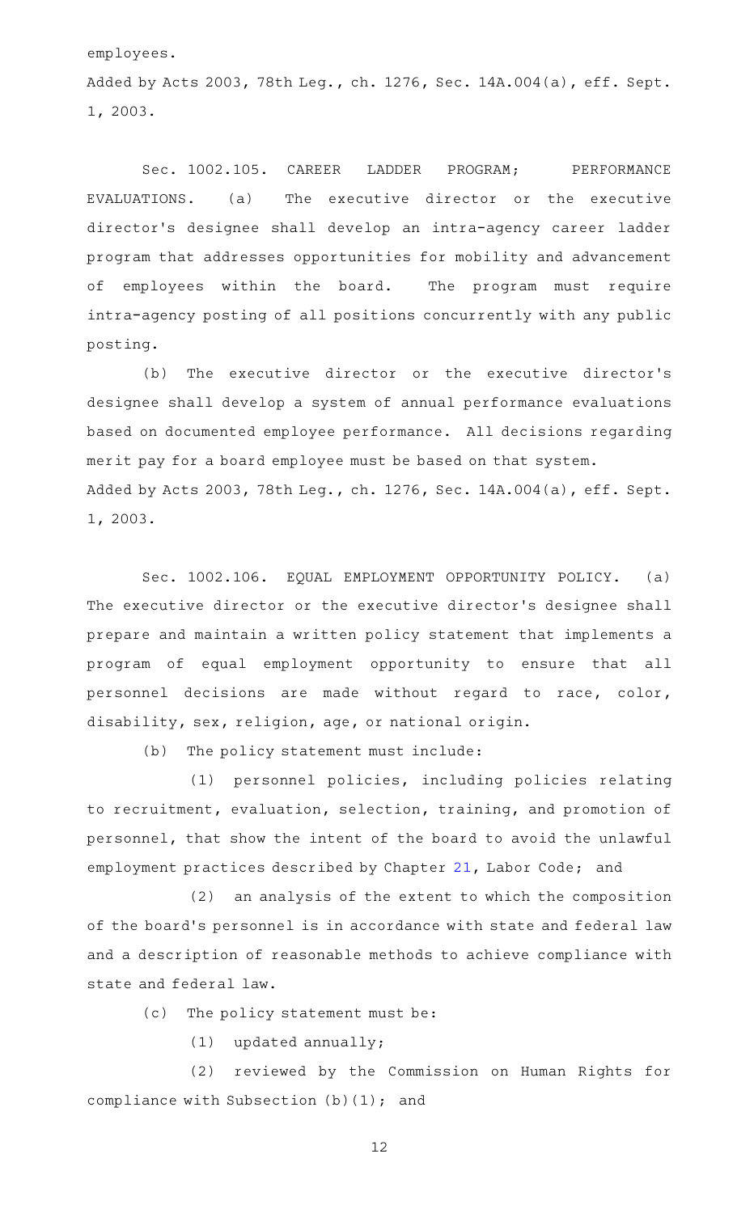employees.

Added by Acts 2003, 78th Leg., ch. 1276, Sec. 14A.004(a), eff. Sept. 1, 2003.

Sec. 1002.105. CAREER LADDER PROGRAM; PERFORMANCE EVALUATIONS. (a) The executive director or the executive director's designee shall develop an intra-agency career ladder program that addresses opportunities for mobility and advancement of employees within the board. The program must require intra-agency posting of all positions concurrently with any public posting.

(b) The executive director or the executive director's designee shall develop a system of annual performance evaluations based on documented employee performance. All decisions regarding merit pay for a board employee must be based on that system.

Added by Acts 2003, 78th Leg., ch. 1276, Sec. 14A.004(a), eff. Sept. 1, 2003.

Sec. 1002.106. EQUAL EMPLOYMENT OPPORTUNITY POLICY. (a) The executive director or the executive director's designee shall prepare and maintain a written policy statement that implements a program of equal employment opportunity to ensure that all personnel decisions are made without regard to race, color, disability, sex, religion, age, or national origin.

(b) The policy statement must include:

(1) personnel policies, including policies relating to recruitment, evaluation, selection, training, and promotion of personnel, that show the intent of the board to avoid the unlawful employment practices described by Chapter 21, Labor Code; and

(2) an analysis of the extent to which the composition of the board's personnel is in accordance with state and federal law and a description of reasonable methods to achieve compliance with state and federal law.

(c) The policy statement must be:

(1) updated annually;

(2) reviewed by the Commission on Human Rights for compliance with Subsection (b)(1); and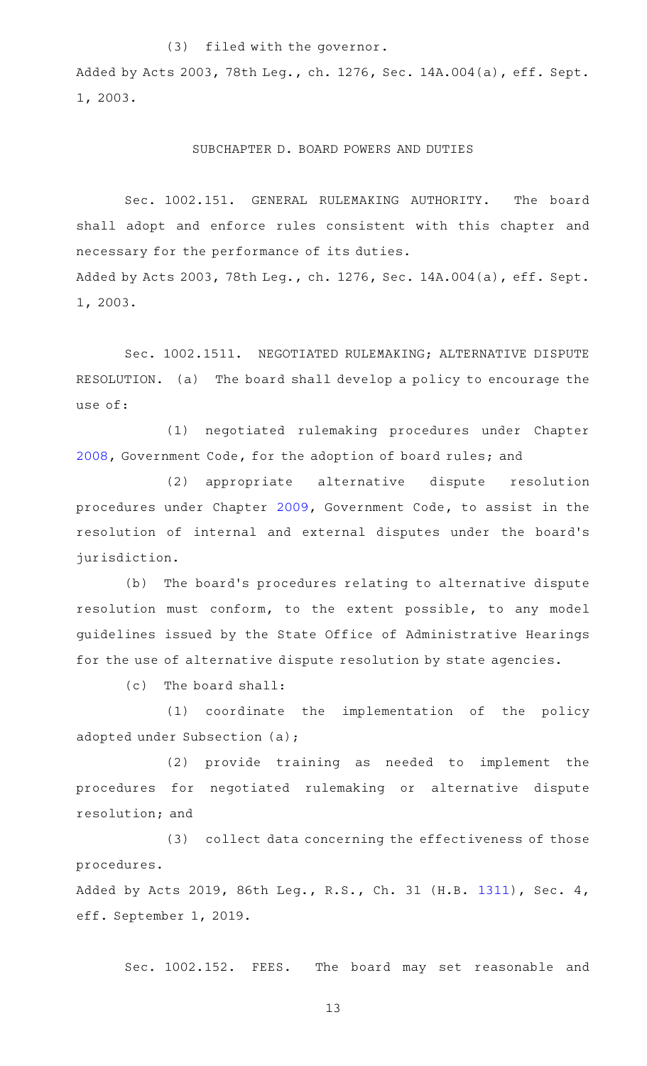(3) filed with the governor.

Added by Acts 2003, 78th Leg., ch. 1276, Sec. 14A.004(a), eff. Sept. 1, 2003.

## SUBCHAPTER D. BOARD POWERS AND DUTIES

Sec. 1002.151. GENERAL RULEMAKING AUTHORITY. The board shall adopt and enforce rules consistent with this chapter and necessary for the performance of its duties.

Added by Acts 2003, 78th Leg., ch. 1276, Sec. 14A.004(a), eff. Sept. 1, 2003.

Sec. 1002.1511. NEGOTIATED RULEMAKING; ALTERNATIVE DISPUTE RESOLUTION. (a) The board shall develop a policy to encourage the use of:

(1) negotiated rulemaking procedures under Chapter 2008, Government Code, for the adoption of board rules; and

(2) appropriate alternative dispute resolution procedures under Chapter 2009, Government Code, to assist in the resolution of internal and external disputes under the board's jurisdiction.

(b) The board's procedures relating to alternative dispute resolution must conform, to the extent possible, to any model guidelines issued by the State Office of Administrative Hearings for the use of alternative dispute resolution by state agencies.

(c) The board shall:

(1) coordinate the implementation of the policy adopted under Subsection (a);

(2) provide training as needed to implement the procedures for negotiated rulemaking or alternative dispute resolution; and

(3) collect data concerning the effectiveness of those procedures.

Added by Acts 2019, 86th Leg., R.S., Ch. 31 (H.B. 1311), Sec. 4, eff. September 1, 2019.

Sec. 1002.152. FEES. The board may set reasonable and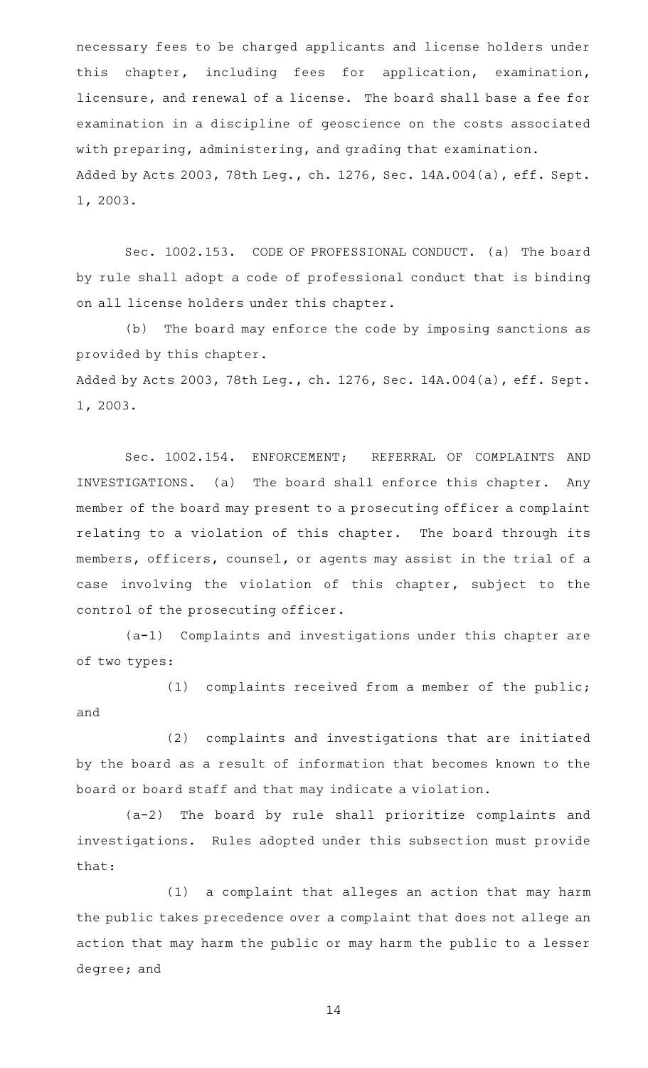necessary fees to be charged applicants and license holders under this chapter, including fees for application, examination, licensure, and renewal of a license. The board shall base a fee for examination in a discipline of geoscience on the costs associated with preparing, administering, and grading that examination.

Added by Acts 2003, 78th Leg., ch. 1276, Sec. 14A.004(a), eff. Sept. 1, 2003.

Sec. 1002.153. CODE OF PROFESSIONAL CONDUCT. (a) The board by rule shall adopt a code of professional conduct that is binding on all license holders under this chapter.

(b) The board may enforce the code by imposing sanctions as provided by this chapter.

Added by Acts 2003, 78th Leg., ch. 1276, Sec. 14A.004(a), eff. Sept. 1, 2003.

Sec. 1002.154. ENFORCEMENT; REFERRAL OF COMPLAINTS AND INVESTIGATIONS. (a) The board shall enforce this chapter. Any member of the board may present to a prosecuting officer a complaint relating to a violation of this chapter. The board through its members, officers, counsel, or agents may assist in the trial of a case involving the violation of this chapter, subject to the control of the prosecuting officer.

(a-1) Complaints and investigations under this chapter are of two types:

(1) complaints received from a member of the public; and

(2) complaints and investigations that are initiated by the board as a result of information that becomes known to the board or board staff and that may indicate a violation.

(a-2) The board by rule shall prioritize complaints and investigations. Rules adopted under this subsection must provide that:

(1) a complaint that alleges an action that may harm the public takes precedence over a complaint that does not allege an action that may harm the public or may harm the public to a lesser degree; and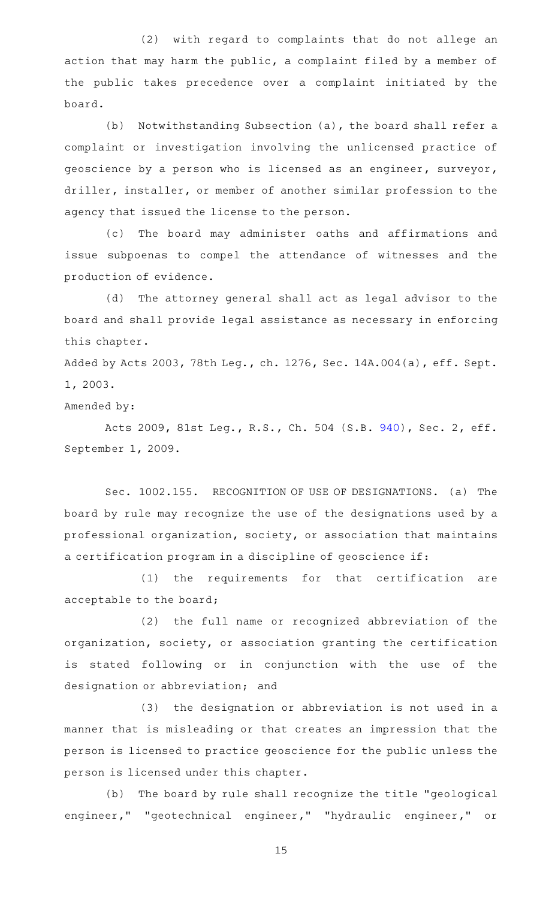(2) with regard to complaints that do not allege an action that may harm the public, a complaint filed by a member of the public takes precedence over a complaint initiated by the board.

(b) Notwithstanding Subsection (a), the board shall refer a complaint or investigation involving the unlicensed practice of geoscience by a person who is licensed as an engineer, surveyor, driller, installer, or member of another similar profession to the agency that issued the license to the person.

(c) The board may administer oaths and affirmations and issue subpoenas to compel the attendance of witnesses and the production of evidence.

(d) The attorney general shall act as legal advisor to the board and shall provide legal assistance as necessary in enforcing this chapter.

Added by Acts 2003, 78th Leg., ch. 1276, Sec. 14A.004(a), eff. Sept. 1, 2003.

Amended by:

Acts 2009, 81st Leg., R.S., Ch. 504 (S.B. 940), Sec. 2, eff. September 1, 2009.

Sec. 1002.155. RECOGNITION OF USE OF DESIGNATIONS. (a) The board by rule may recognize the use of the designations used by a professional organization, society, or association that maintains a certification program in a discipline of geoscience if:

(1) the requirements for that certification are acceptable to the board;

(2) the full name or recognized abbreviation of the organization, society, or association granting the certification is stated following or in conjunction with the use of the designation or abbreviation; and

(3) the designation or abbreviation is not used in a manner that is misleading or that creates an impression that the person is licensed to practice geoscience for the public unless the person is licensed under this chapter.

(b) The board by rule shall recognize the title "geological engineer," "geotechnical engineer," "hydraulic engineer," or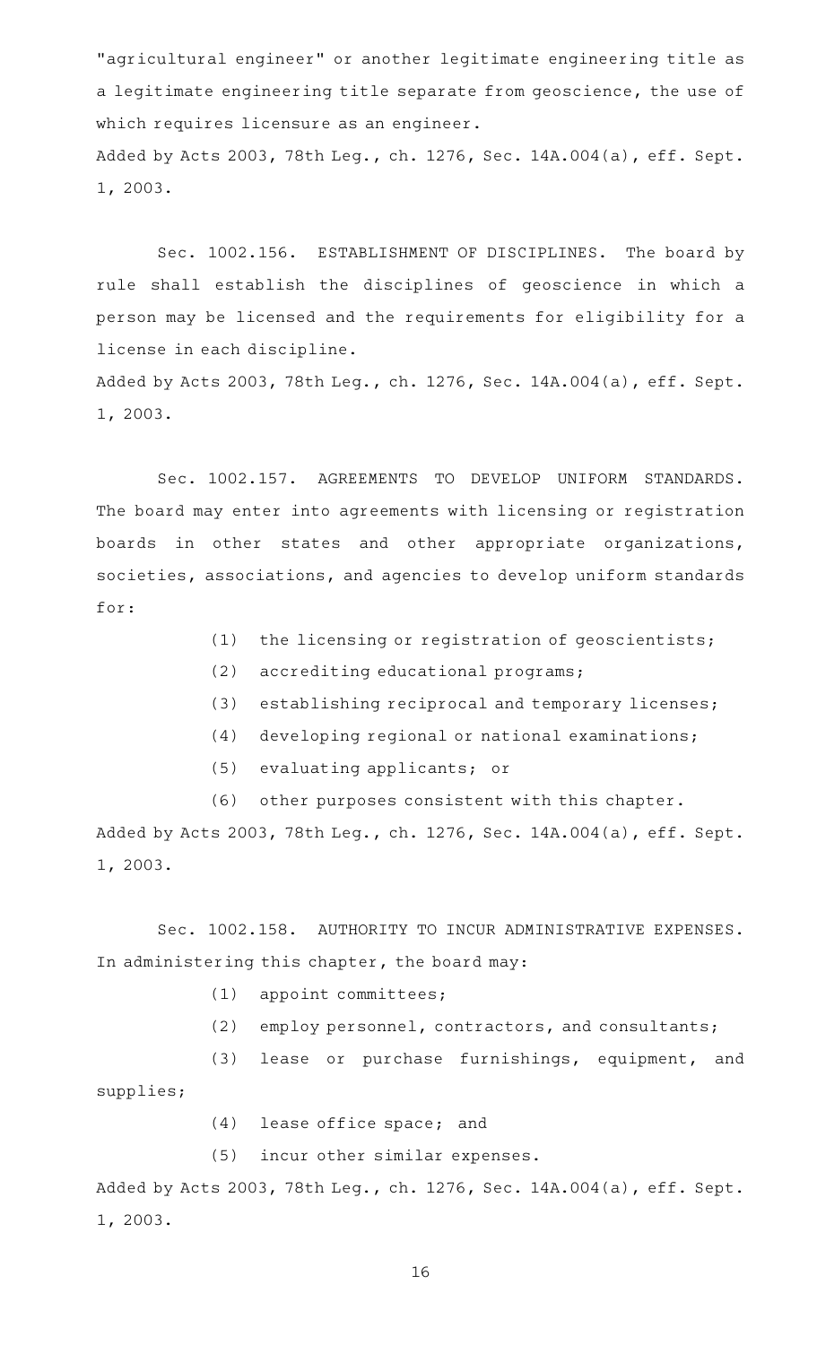"agricultural engineer" or another legitimate engineering title as a legitimate engineering title separate from geoscience, the use of which requires licensure as an engineer.

Added by Acts 2003, 78th Leg., ch. 1276, Sec. 14A.004(a), eff. Sept. 1, 2003.

Sec. 1002.156. ESTABLISHMENT OF DISCIPLINES. The board by rule shall establish the disciplines of geoscience in which a person may be licensed and the requirements for eligibility for a license in each discipline.

Added by Acts 2003, 78th Leg., ch. 1276, Sec. 14A.004(a), eff. Sept. 1, 2003.

Sec. 1002.157. AGREEMENTS TO DEVELOP UNIFORM STANDARDS. The board may enter into agreements with licensing or registration boards in other states and other appropriate organizations, societies, associations, and agencies to develop uniform standards for:

(1) the licensing or registration of geoscientists;

(2) accrediting educational programs;

(3) establishing reciprocal and temporary licenses;

(4) developing regional or national examinations;

(5) evaluating applicants; or

(6) other purposes consistent with this chapter.

Added by Acts 2003, 78th Leg., ch. 1276, Sec. 14A.004(a), eff. Sept. 1, 2003.

Sec. 1002.158. AUTHORITY TO INCUR ADMINISTRATIVE EXPENSES. In administering this chapter, the board may:

(1) appoint committees;

(2) employ personnel, contractors, and consultants;

(3) lease or purchase furnishings, equipment, and supplies;

(4) lease office space; and

(5) incur other similar expenses.

Added by Acts 2003, 78th Leg., ch. 1276, Sec. 14A.004(a), eff. Sept. 1, 2003.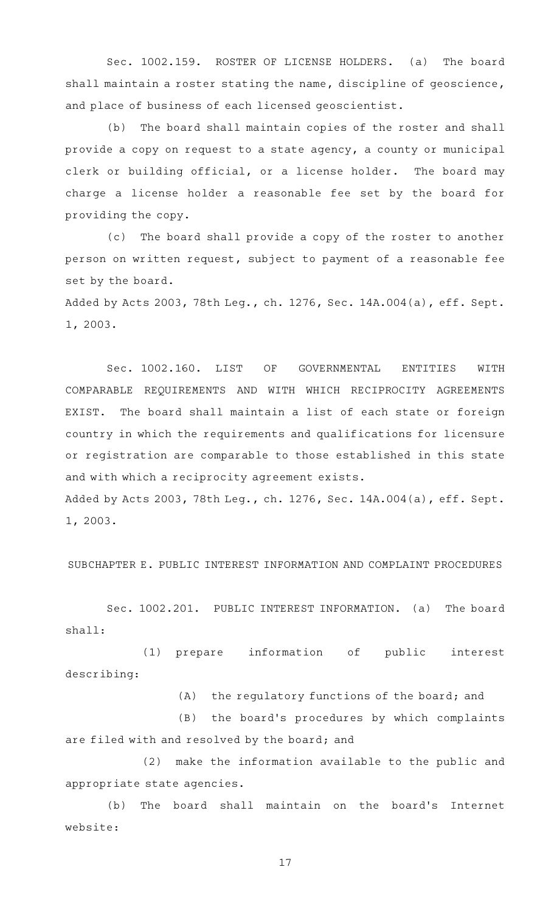Sec. 1002.159. ROSTER OF LICENSE HOLDERS. (a) The board shall maintain a roster stating the name, discipline of geoscience, and place of business of each licensed geoscientist.

(b) The board shall maintain copies of the roster and shall provide a copy on request to a state agency, a county or municipal clerk or building official, or a license holder. The board may charge a license holder a reasonable fee set by the board for providing the copy.

(c) The board shall provide a copy of the roster to another person on written request, subject to payment of a reasonable fee set by the board.

Added by Acts 2003, 78th Leg., ch. 1276, Sec. 14A.004(a), eff. Sept. 1, 2003.

Sec. 1002.160. LIST OF GOVERNMENTAL ENTITIES WITH COMPARABLE REQUIREMENTS AND WITH WHICH RECIPROCITY AGREEMENTS EXIST. The board shall maintain a list of each state or foreign country in which the requirements and qualifications for licensure or registration are comparable to those established in this state and with which a reciprocity agreement exists.

Added by Acts 2003, 78th Leg., ch. 1276, Sec. 14A.004(a), eff. Sept. 1, 2003.

SUBCHAPTER E. PUBLIC INTEREST INFORMATION AND COMPLAINT PROCEDURES

Sec. 1002.201. PUBLIC INTEREST INFORMATION. (a) The board shall:

(1) prepare information of public interest describing:

(A) the regulatory functions of the board; and

(B) the board's procedures by which complaints are filed with and resolved by the board; and

(2) make the information available to the public and appropriate state agencies.

(b) The board shall maintain on the board's Internet website: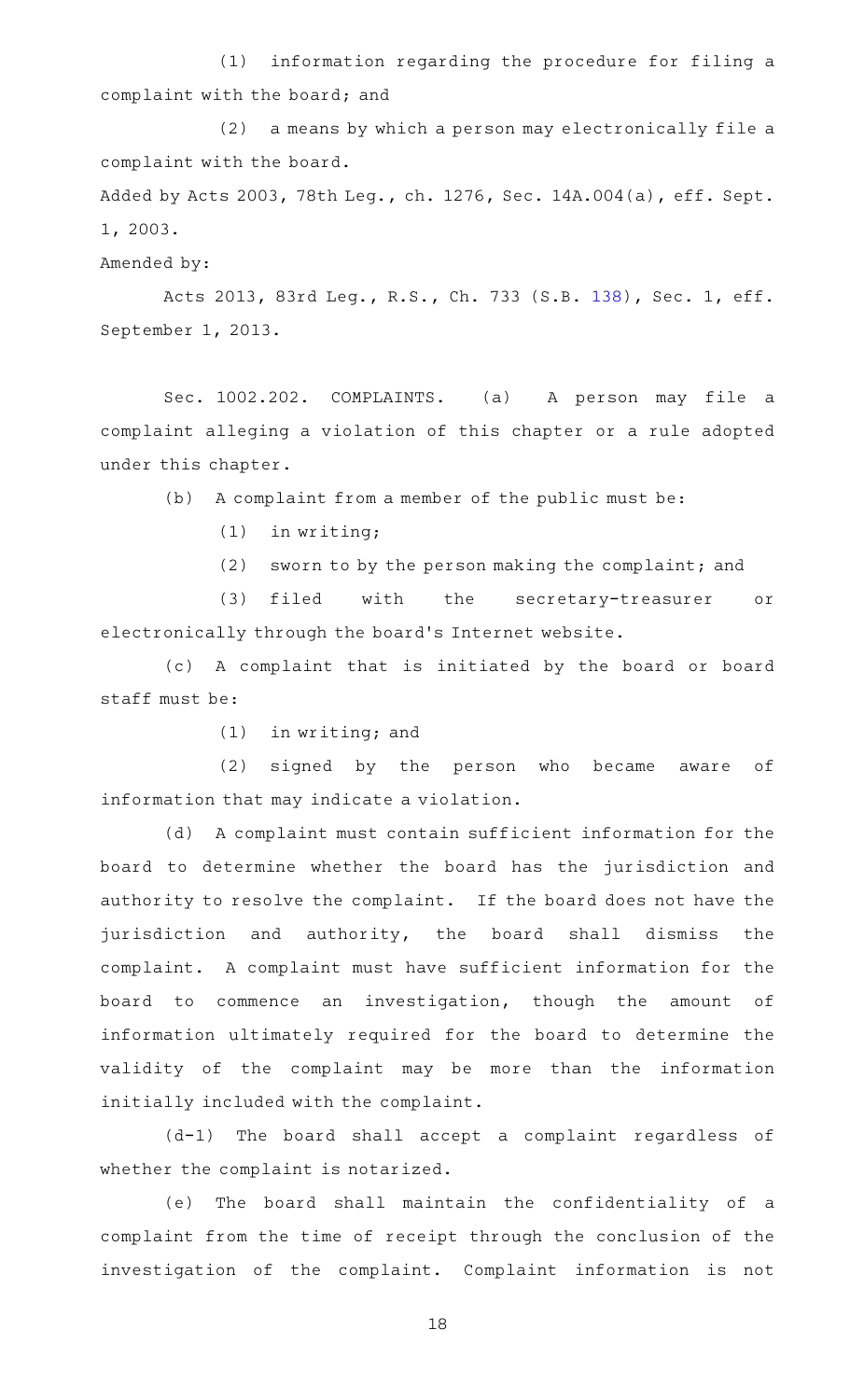(1) information regarding the procedure for filing a complaint with the board; and

(2) a means by which a person may electronically file a complaint with the board.

Added by Acts 2003, 78th Leg., ch. 1276, Sec. 14A.004(a), eff. Sept. 1, 2003.

Amended by:

Acts 2013, 83rd Leg., R.S., Ch. 733 (S.B. 138), Sec. 1, eff. September 1, 2013.

Sec. 1002.202. COMPLAINTS. (a) A person may file a complaint alleging a violation of this chapter or a rule adopted under this chapter.

(b) A complaint from a member of the public must be:

(1) in writing;

(2) sworn to by the person making the complaint; and

(3) filed with the secretary-treasurer or electronically through the board's Internet website.

(c) A complaint that is initiated by the board or board staff must be:

(1) in writing; and

(2) signed by the person who became aware of information that may indicate a violation.

(d) A complaint must contain sufficient information for the board to determine whether the board has the jurisdiction and authority to resolve the complaint. If the board does not have the jurisdiction and authority, the board shall dismiss the complaint. A complaint must have sufficient information for the board to commence an investigation, though the amount of information ultimately required for the board to determine the validity of the complaint may be more than the information initially included with the complaint.

(d-1) The board shall accept a complaint regardless of whether the complaint is notarized.

(e) The board shall maintain the confidentiality of a complaint from the time of receipt through the conclusion of the investigation of the complaint. Complaint information is not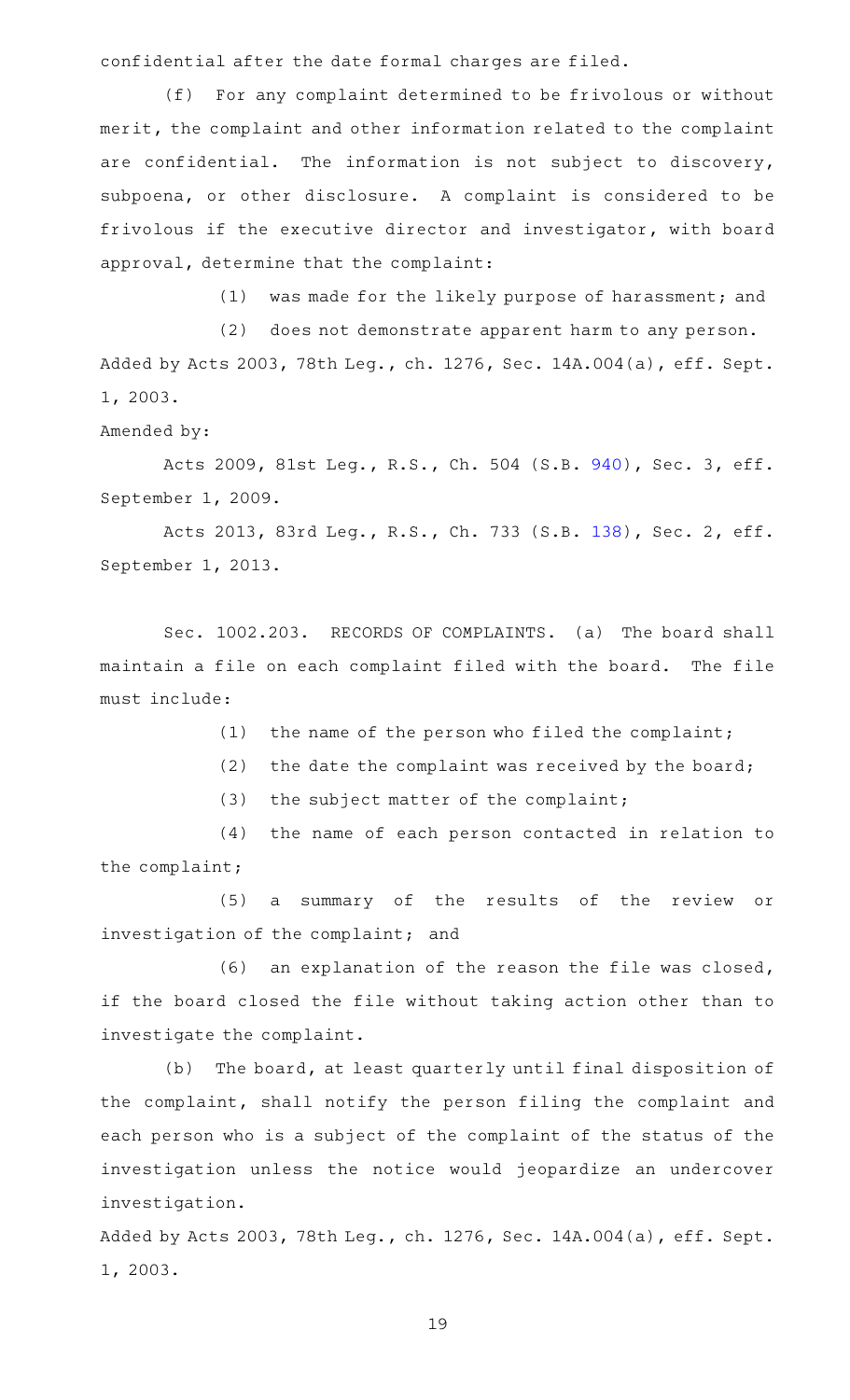confidential after the date formal charges are filed.

(f) For any complaint determined to be frivolous or without merit, the complaint and other information related to the complaint are confidential. The information is not subject to discovery, subpoena, or other disclosure. A complaint is considered to be frivolous if the executive director and investigator, with board approval, determine that the complaint:

(1) was made for the likely purpose of harassment; and

(2) does not demonstrate apparent harm to any person.

Added by Acts 2003, 78th Leg., ch. 1276, Sec. 14A.004(a), eff. Sept. 1, 2003.

Amended by:

Acts 2009, 81st Leg., R.S., Ch. 504 (S.B. 940), Sec. 3, eff. September 1, 2009.

Acts 2013, 83rd Leg., R.S., Ch. 733 (S.B. 138), Sec. 2, eff. September 1, 2013.

Sec. 1002.203. RECORDS OF COMPLAINTS. (a) The board shall maintain a file on each complaint filed with the board. The file must include:

(1) the name of the person who filed the complaint;

(2) the date the complaint was received by the board;

(3) the subject matter of the complaint;

(4) the name of each person contacted in relation to the complaint;

(5) a summary of the results of the review or investigation of the complaint; and

(6) an explanation of the reason the file was closed, if the board closed the file without taking action other than to investigate the complaint.

(b) The board, at least quarterly until final disposition of the complaint, shall notify the person filing the complaint and each person who is a subject of the complaint of the status of the investigation unless the notice would jeopardize an undercover investigation.

Added by Acts 2003, 78th Leg., ch. 1276, Sec. 14A.004(a), eff. Sept. 1, 2003.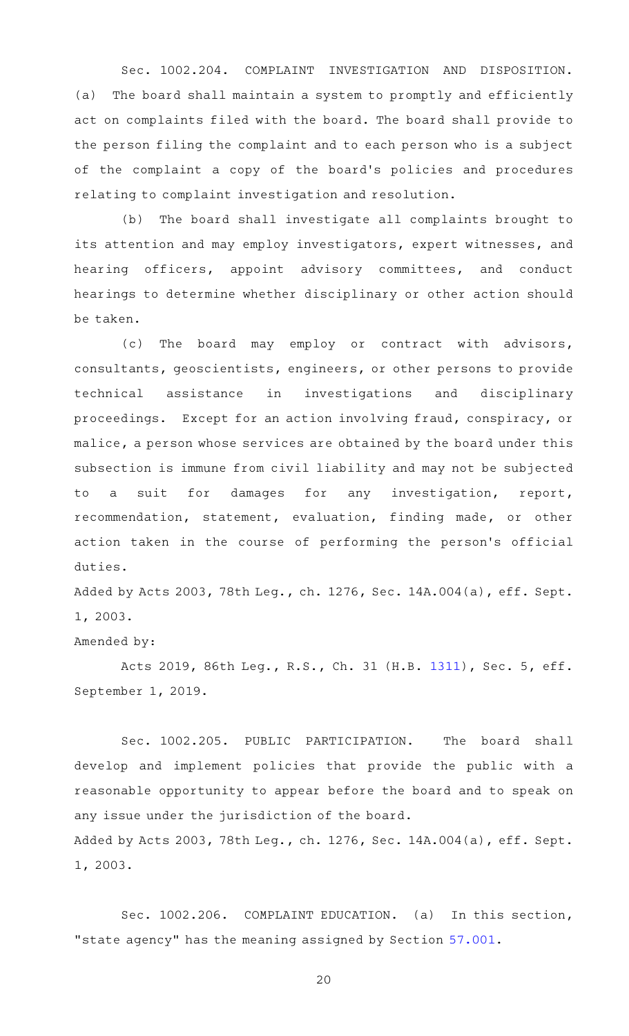Sec. 1002.204. COMPLAINT INVESTIGATION AND DISPOSITION. (a) The board shall maintain a system to promptly and efficiently act on complaints filed with the board. The board shall provide to the person filing the complaint and to each person who is a subject of the complaint a copy of the board's policies and procedures relating to complaint investigation and resolution.

(b) The board shall investigate all complaints brought to its attention and may employ investigators, expert witnesses, and hearing officers, appoint advisory committees, and conduct hearings to determine whether disciplinary or other action should be taken.

(c) The board may employ or contract with advisors, consultants, geoscientists, engineers, or other persons to provide technical assistance in investigations and disciplinary proceedings. Except for an action involving fraud, conspiracy, or malice, a person whose services are obtained by the board under this subsection is immune from civil liability and may not be subjected to a suit for damages for any investigation, report, recommendation, statement, evaluation, finding made, or other action taken in the course of performing the person's official duties.

Added by Acts 2003, 78th Leg., ch. 1276, Sec. 14A.004(a), eff. Sept. 1, 2003.

Amended by:

Acts 2019, 86th Leg., R.S., Ch. 31 (H.B. 1311), Sec. 5, eff. September 1, 2019.

Sec. 1002.205. PUBLIC PARTICIPATION. The board shall develop and implement policies that provide the public with a reasonable opportunity to appear before the board and to speak on any issue under the jurisdiction of the board.

Added by Acts 2003, 78th Leg., ch. 1276, Sec. 14A.004(a), eff. Sept. 1, 2003.

Sec. 1002.206. COMPLAINT EDUCATION. (a) In this section, "state agency" has the meaning assigned by Section 57.001.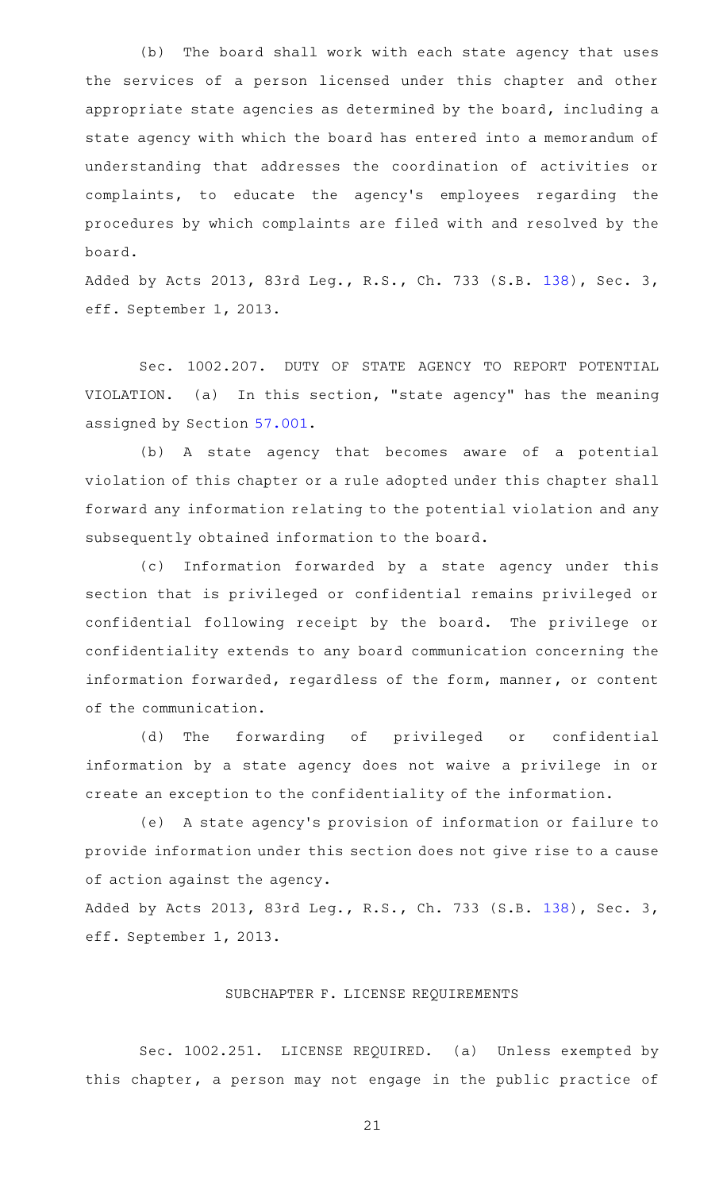(b) The board shall work with each state agency that uses the services of a person licensed under this chapter and other appropriate state agencies as determined by the board, including a state agency with which the board has entered into a memorandum of understanding that addresses the coordination of activities or complaints, to educate the agency's employees regarding the procedures by which complaints are filed with and resolved by the board.

Added by Acts 2013, 83rd Leg., R.S., Ch. 733 (S.B. 138), Sec. 3, eff. September 1, 2013.

Sec. 1002.207. DUTY OF STATE AGENCY TO REPORT POTENTIAL VIOLATION. (a) In this section, "state agency" has the meaning assigned by Section 57.001.

(b) A state agency that becomes aware of a potential violation of this chapter or a rule adopted under this chapter shall forward any information relating to the potential violation and any subsequently obtained information to the board.

(c) Information forwarded by a state agency under this section that is privileged or confidential remains privileged or confidential following receipt by the board. The privilege or confidentiality extends to any board communication concerning the information forwarded, regardless of the form, manner, or content of the communication.

(d) The forwarding of privileged or confidential information by a state agency does not waive a privilege in or create an exception to the confidentiality of the information.

(e) A state agency's provision of information or failure to provide information under this section does not give rise to a cause of action against the agency.

Added by Acts 2013, 83rd Leg., R.S., Ch. 733 (S.B. 138), Sec. 3, eff. September 1, 2013.

## SUBCHAPTER F. LICENSE REQUIREMENTS

Sec. 1002.251. LICENSE REQUIRED. (a) Unless exempted by this chapter, a person may not engage in the public practice of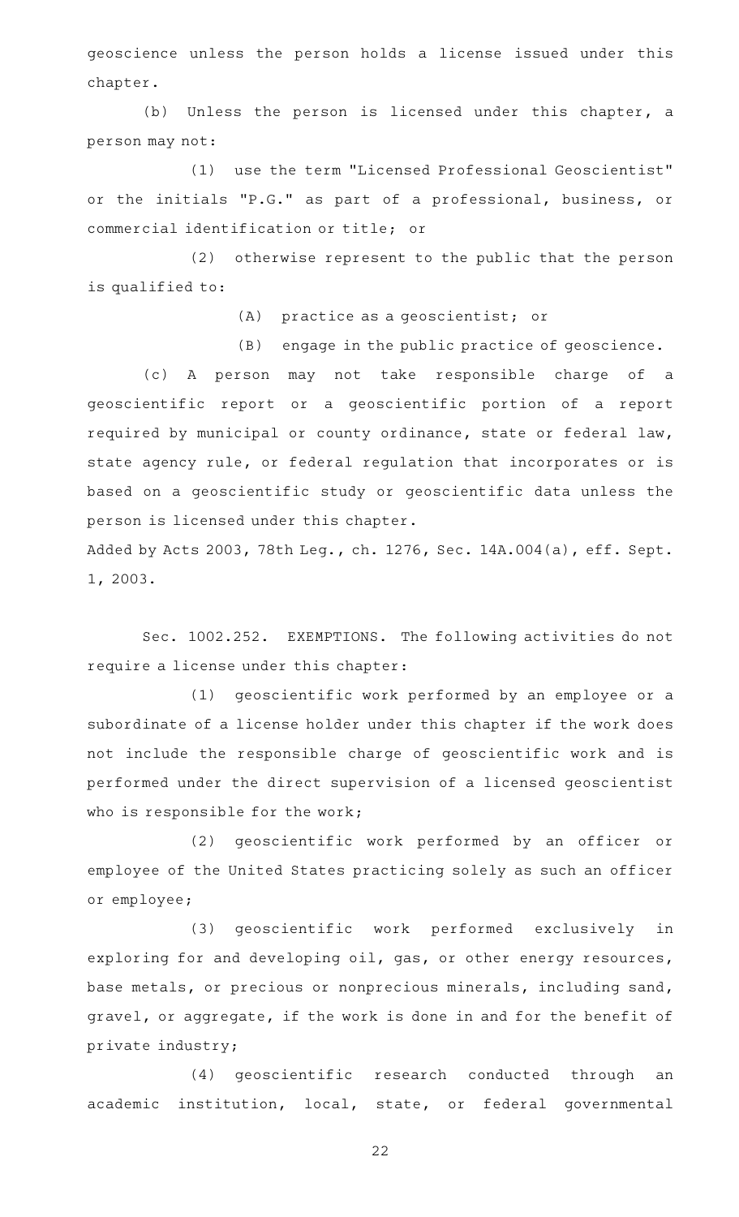geoscience unless the person holds a license issued under this chapter.

(b) Unless the person is licensed under this chapter, a person may not:

(1) use the term "Licensed Professional Geoscientist" or the initials "P.G." as part of a professional, business, or commercial identification or title; or

(2) otherwise represent to the public that the person is qualified to:

(A) practice as a geoscientist; or

(B) engage in the public practice of geoscience.

(c) A person may not take responsible charge of a geoscientific report or a geoscientific portion of a report required by municipal or county ordinance, state or federal law, state agency rule, or federal regulation that incorporates or is based on a geoscientific study or geoscientific data unless the person is licensed under this chapter.

Added by Acts 2003, 78th Leg., ch. 1276, Sec. 14A.004(a), eff. Sept. 1, 2003.

Sec. 1002.252. EXEMPTIONS. The following activities do not require a license under this chapter:

(1) geoscientific work performed by an employee or a subordinate of a license holder under this chapter if the work does not include the responsible charge of geoscientific work and is performed under the direct supervision of a licensed geoscientist who is responsible for the work;

(2) geoscientific work performed by an officer or employee of the United States practicing solely as such an officer or employee;

(3) geoscientific work performed exclusively in exploring for and developing oil, gas, or other energy resources, base metals, or precious or nonprecious minerals, including sand, gravel, or aggregate, if the work is done in and for the benefit of private industry;

(4) geoscientific research conducted through an academic institution, local, state, or federal governmental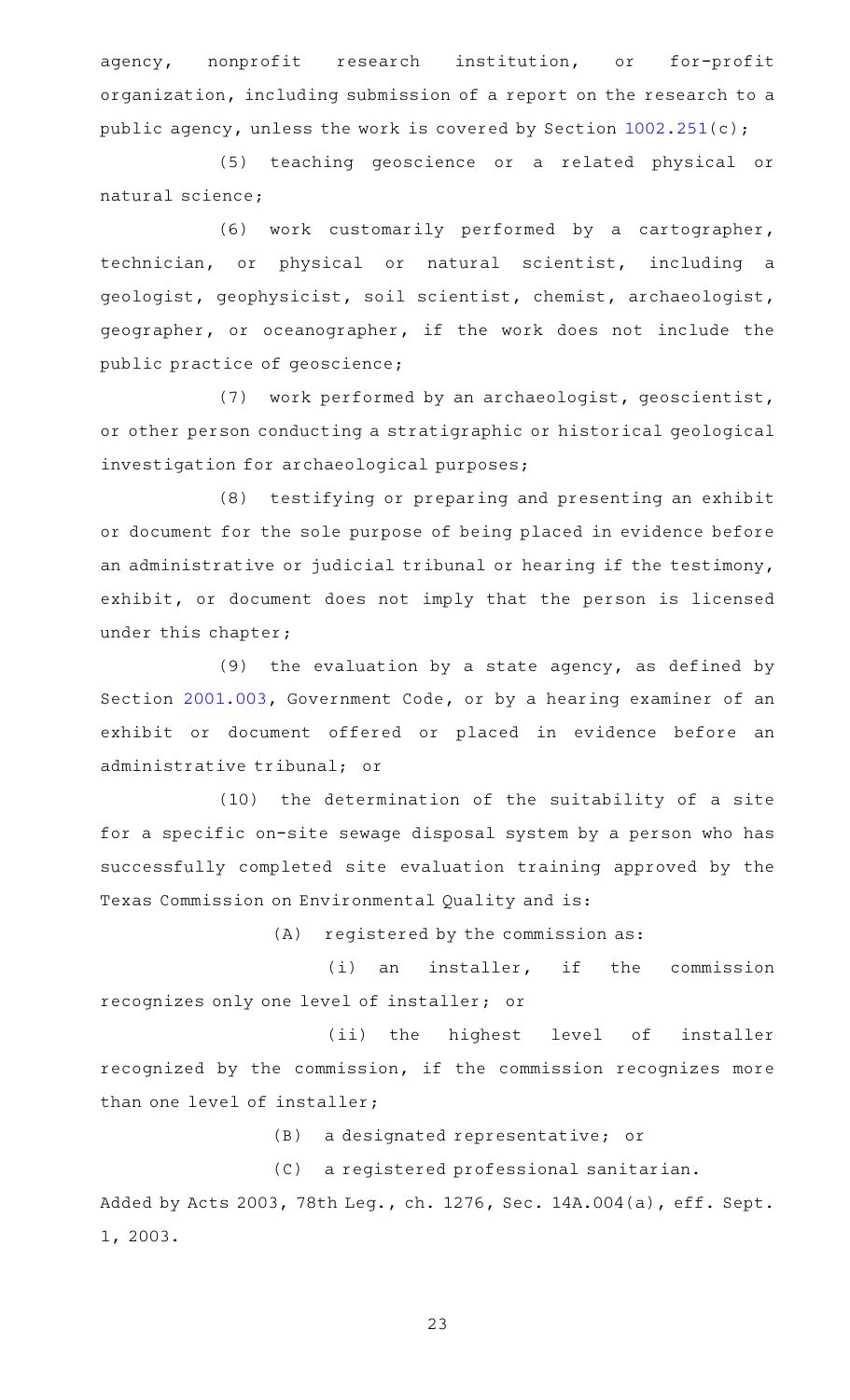agency, nonprofit research institution, or for-profit organization, including submission of a report on the research to a public agency, unless the work is covered by Section 1002.251(c);

(5) teaching geoscience or a related physical or natural science;

(6) work customarily performed by a cartographer, technician, or physical or natural scientist, including a geologist, geophysicist, soil scientist, chemist, archaeologist, geographer, or oceanographer, if the work does not include the public practice of geoscience;

(7) work performed by an archaeologist, geoscientist, or other person conducting a stratigraphic or historical geological investigation for archaeological purposes;

(8) testifying or preparing and presenting an exhibit or document for the sole purpose of being placed in evidence before an administrative or judicial tribunal or hearing if the testimony, exhibit, or document does not imply that the person is licensed under this chapter;

(9) the evaluation by a state agency, as defined by Section 2001.003, Government Code, or by a hearing examiner of an exhibit or document offered or placed in evidence before an administrative tribunal; or

(10) the determination of the suitability of a site for a specific on-site sewage disposal system by a person who has successfully completed site evaluation training approved by the Texas Commission on Environmental Quality and is:

(A) registered by the commission as:

(i) an installer, if the commission recognizes only one level of installer; or

(ii) the highest level of installer recognized by the commission, if the commission recognizes more than one level of installer;

(B) a designated representative; or

(C) a registered professional sanitarian.

Added by Acts 2003, 78th Leg., ch. 1276, Sec. 14A.004(a), eff. Sept. 1, 2003.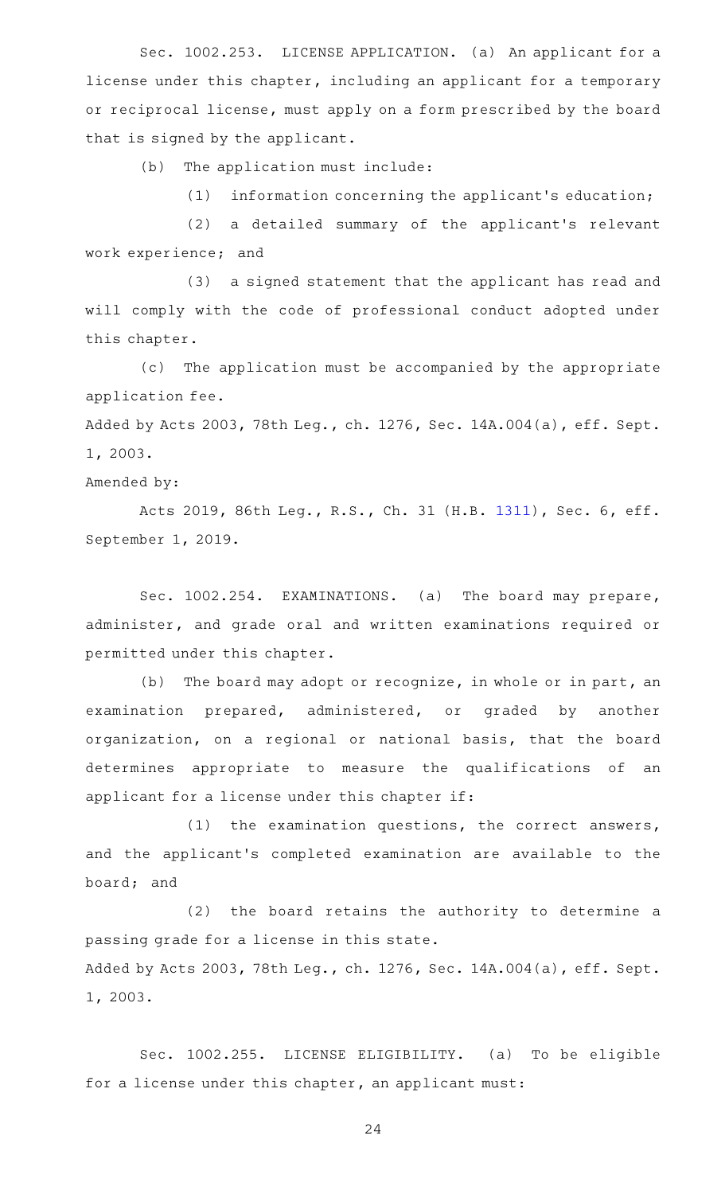Sec. 1002.253. LICENSE APPLICATION. (a) An applicant for a license under this chapter, including an applicant for a temporary or reciprocal license, must apply on a form prescribed by the board that is signed by the applicant.

(b) The application must include:

(1) information concerning the applicant's education;

(2) a detailed summary of the applicant's relevant work experience; and

(3) a signed statement that the applicant has read and will comply with the code of professional conduct adopted under this chapter.

(c) The application must be accompanied by the appropriate application fee.

Added by Acts 2003, 78th Leg., ch. 1276, Sec. 14A.004(a), eff. Sept. 1, 2003.

Amended by:

Acts 2019, 86th Leg., R.S., Ch. 31 (H.B. 1311), Sec. 6, eff. September 1, 2019.

Sec. 1002.254. EXAMINATIONS. (a) The board may prepare, administer, and grade oral and written examinations required or permitted under this chapter.

(b) The board may adopt or recognize, in whole or in part, an examination prepared, administered, or graded by another organization, on a regional or national basis, that the board determines appropriate to measure the qualifications of an applicant for a license under this chapter if:

(1) the examination questions, the correct answers, and the applicant's completed examination are available to the board; and

(2) the board retains the authority to determine a passing grade for a license in this state.

Added by Acts 2003, 78th Leg., ch. 1276, Sec. 14A.004(a), eff. Sept. 1, 2003.

Sec. 1002.255. LICENSE ELIGIBILITY. (a) To be eligible for a license under this chapter, an applicant must: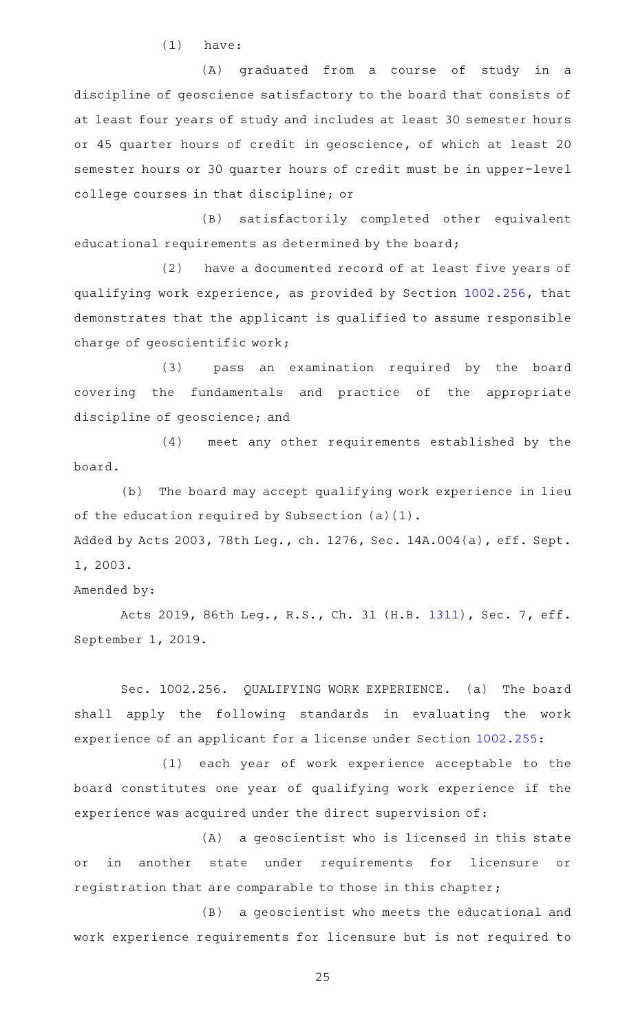(1) have:

(A) graduated from a course of study in a discipline of geoscience satisfactory to the board that consists of at least four years of study and includes at least 30 semester hours or 45 quarter hours of credit in geoscience, of which at least 20 semester hours or 30 quarter hours of credit must be in upper-level college courses in that discipline; or

(B) satisfactorily completed other equivalent educational requirements as determined by the board;

(2) have a documented record of at least five years of qualifying work experience, as provided by Section 1002.256, that demonstrates that the applicant is qualified to assume responsible charge of geoscientific work;

(3) pass an examination required by the board covering the fundamentals and practice of the appropriate discipline of geoscience; and

(4) meet any other requirements established by the board.

(b) The board may accept qualifying work experience in lieu of the education required by Subsection (a)(1).

Added by Acts 2003, 78th Leg., ch. 1276, Sec. 14A.004(a), eff. Sept. 1, 2003.

Amended by:

Acts 2019, 86th Leg., R.S., Ch. 31 (H.B. 1311), Sec. 7, eff. September 1, 2019.

Sec. 1002.256. QUALIFYING WORK EXPERIENCE. (a) The board shall apply the following standards in evaluating the work experience of an applicant for a license under Section 1002.255:

(1) each year of work experience acceptable to the board constitutes one year of qualifying work experience if the experience was acquired under the direct supervision of:

(A) a geoscientist who is licensed in this state or in another state under requirements for licensure or registration that are comparable to those in this chapter;

(B) a geoscientist who meets the educational and work experience requirements for licensure but is not required to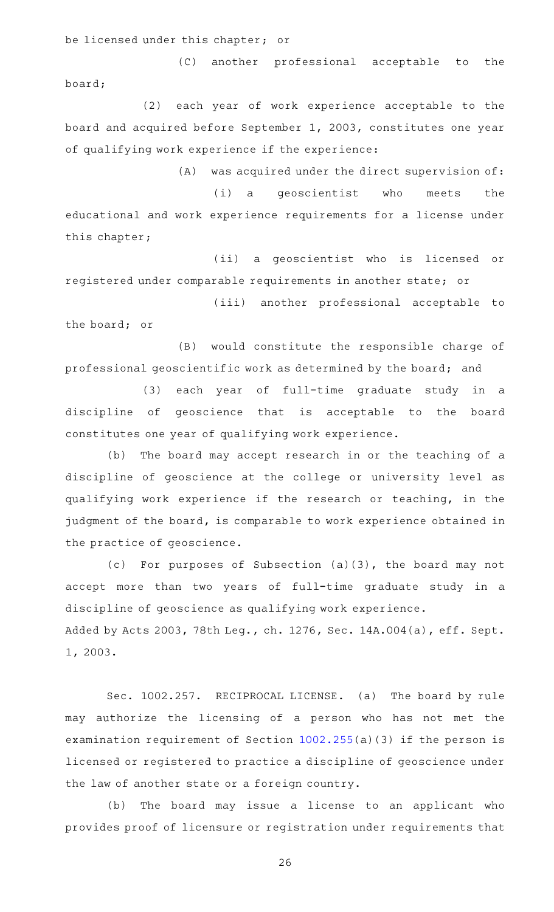be licensed under this chapter; or

(C) another professional acceptable to the board;

(2) each year of work experience acceptable to the board and acquired before September 1, 2003, constitutes one year of qualifying work experience if the experience:

(A) was acquired under the direct supervision of:

(i) a geoscientist who meets the educational and work experience requirements for a license under this chapter;

(ii) a geoscientist who is licensed or registered under comparable requirements in another state; or

(iii) another professional acceptable to the board; or

(B) would constitute the responsible charge of professional geoscientific work as determined by the board; and

(3) each year of full-time graduate study in a discipline of geoscience that is acceptable to the board constitutes one year of qualifying work experience.

(b) The board may accept research in or the teaching of a discipline of geoscience at the college or university level as qualifying work experience if the research or teaching, in the judgment of the board, is comparable to work experience obtained in the practice of geoscience.

(c) For purposes of Subsection (a)(3), the board may not accept more than two years of full-time graduate study in a discipline of geoscience as qualifying work experience.

Added by Acts 2003, 78th Leg., ch. 1276, Sec. 14A.004(a), eff. Sept. 1, 2003.

Sec. 1002.257. RECIPROCAL LICENSE. (a) The board by rule may authorize the licensing of a person who has not met the examination requirement of Section 1002.255(a)(3) if the person is licensed or registered to practice a discipline of geoscience under the law of another state or a foreign country.

(b) The board may issue a license to an applicant who provides proof of licensure or registration under requirements that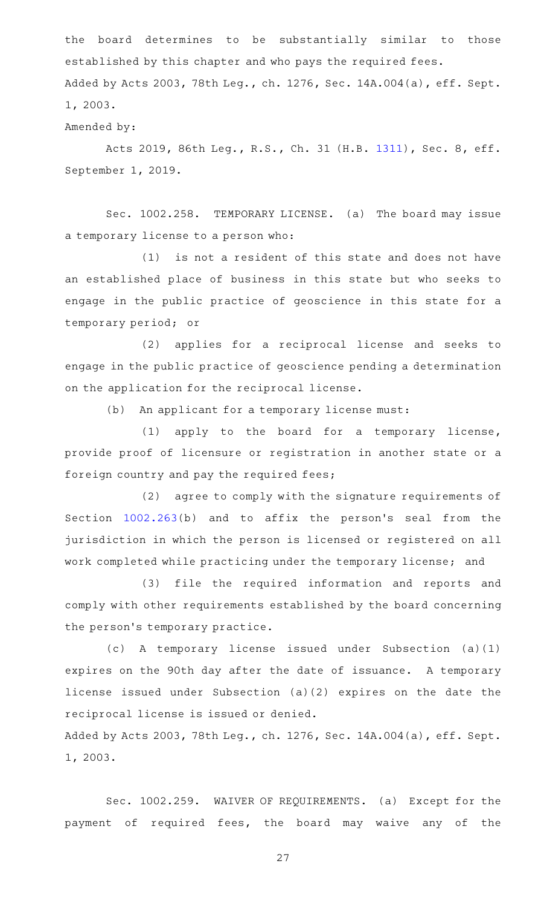the board determines to be substantially similar to those established by this chapter and who pays the required fees.

Added by Acts 2003, 78th Leg., ch. 1276, Sec. 14A.004(a), eff. Sept. 1, 2003.

Amended by:

Acts 2019, 86th Leg., R.S., Ch. 31 (H.B. 1311), Sec. 8, eff. September 1, 2019.

Sec. 1002.258. TEMPORARY LICENSE. (a) The board may issue a temporary license to a person who:

(1) is not a resident of this state and does not have an established place of business in this state but who seeks to engage in the public practice of geoscience in this state for a temporary period; or

(2) applies for a reciprocal license and seeks to engage in the public practice of geoscience pending a determination on the application for the reciprocal license.

(b) An applicant for a temporary license must:

(1) apply to the board for a temporary license, provide proof of licensure or registration in another state or a foreign country and pay the required fees;

(2) agree to comply with the signature requirements of Section 1002.263(b) and to affix the person's seal from the jurisdiction in which the person is licensed or registered on all work completed while practicing under the temporary license; and

(3) file the required information and reports and comply with other requirements established by the board concerning the person's temporary practice.

(c) A temporary license issued under Subsection (a)(1) expires on the 90th day after the date of issuance. A temporary license issued under Subsection (a)(2) expires on the date the reciprocal license is issued or denied.

Added by Acts 2003, 78th Leg., ch. 1276, Sec. 14A.004(a), eff. Sept. 1, 2003.

Sec. 1002.259. WAIVER OF REQUIREMENTS. (a) Except for the payment of required fees, the board may waive any of the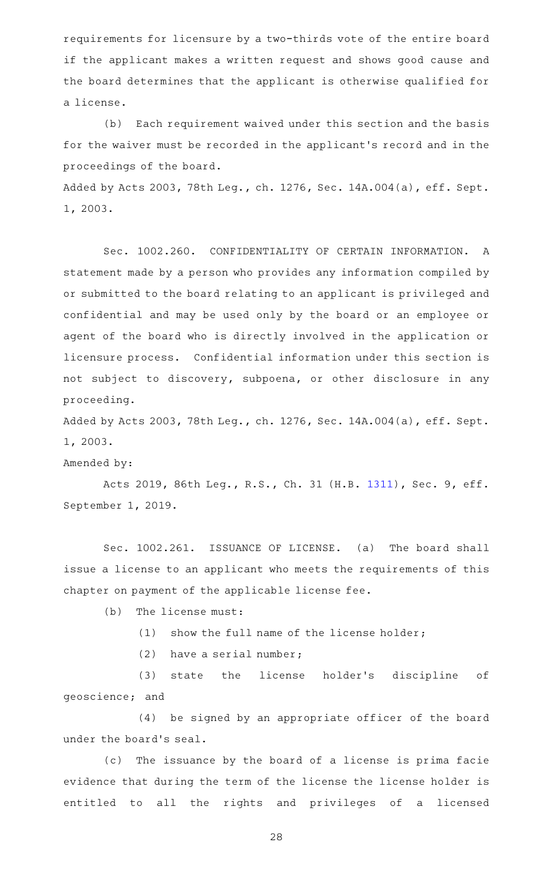requirements for licensure by a two-thirds vote of the entire board if the applicant makes a written request and shows good cause and the board determines that the applicant is otherwise qualified for a license.

(b) Each requirement waived under this section and the basis for the waiver must be recorded in the applicant's record and in the proceedings of the board.

Added by Acts 2003, 78th Leg., ch. 1276, Sec. 14A.004(a), eff. Sept. 1, 2003.

Sec. 1002.260. CONFIDENTIALITY OF CERTAIN INFORMATION. A statement made by a person who provides any information compiled by or submitted to the board relating to an applicant is privileged and confidential and may be used only by the board or an employee or agent of the board who is directly involved in the application or licensure process. Confidential information under this section is not subject to discovery, subpoena, or other disclosure in any proceeding.

Added by Acts 2003, 78th Leg., ch. 1276, Sec. 14A.004(a), eff. Sept. 1, 2003.

Amended by:

Acts 2019, 86th Leg., R.S., Ch. 31 (H.B. 1311), Sec. 9, eff. September 1, 2019.

Sec. 1002.261. ISSUANCE OF LICENSE. (a) The board shall issue a license to an applicant who meets the requirements of this chapter on payment of the applicable license fee.

(b) The license must:

(1) show the full name of the license holder;

(2) have a serial number;

(3) state the license holder's discipline of geoscience; and

(4) be signed by an appropriate officer of the board under the board's seal.

(c) The issuance by the board of a license is prima facie evidence that during the term of the license the license holder is entitled to all the rights and privileges of a licensed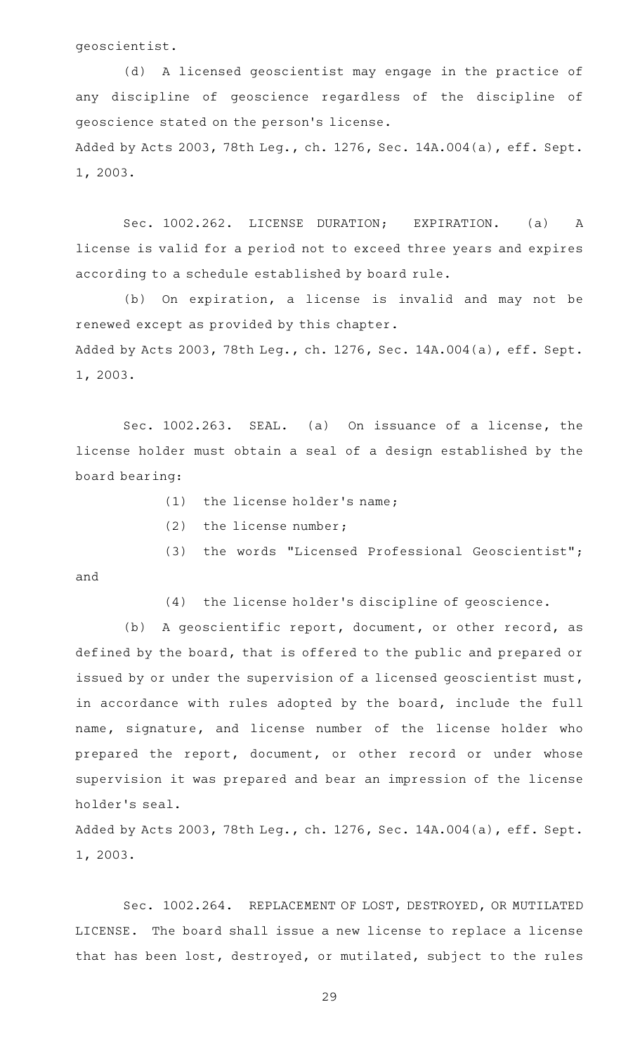geoscientist.

(d) A licensed geoscientist may engage in the practice of any discipline of geoscience regardless of the discipline of geoscience stated on the person's license.

Added by Acts 2003, 78th Leg., ch. 1276, Sec. 14A.004(a), eff. Sept. 1, 2003.

Sec. 1002.262. LICENSE DURATION; EXPIRATION. (a) A license is valid for a period not to exceed three years and expires according to a schedule established by board rule.

(b) On expiration, a license is invalid and may not be renewed except as provided by this chapter.

Added by Acts 2003, 78th Leg., ch. 1276, Sec. 14A.004(a), eff. Sept. 1, 2003.

Sec. 1002.263. SEAL. (a) On issuance of a license, the license holder must obtain a seal of a design established by the board bearing:

(1) the license holder's name;

(2) the license number;

(3) the words "Licensed Professional Geoscientist"; and

(4) the license holder's discipline of geoscience.

(b) A geoscientific report, document, or other record, as defined by the board, that is offered to the public and prepared or issued by or under the supervision of a licensed geoscientist must, in accordance with rules adopted by the board, include the full name, signature, and license number of the license holder who prepared the report, document, or other record or under whose supervision it was prepared and bear an impression of the license holder's seal.

Added by Acts 2003, 78th Leg., ch. 1276, Sec. 14A.004(a), eff. Sept. 1, 2003.

Sec. 1002.264. REPLACEMENT OF LOST, DESTROYED, OR MUTILATED LICENSE. The board shall issue a new license to replace a license that has been lost, destroyed, or mutilated, subject to the rules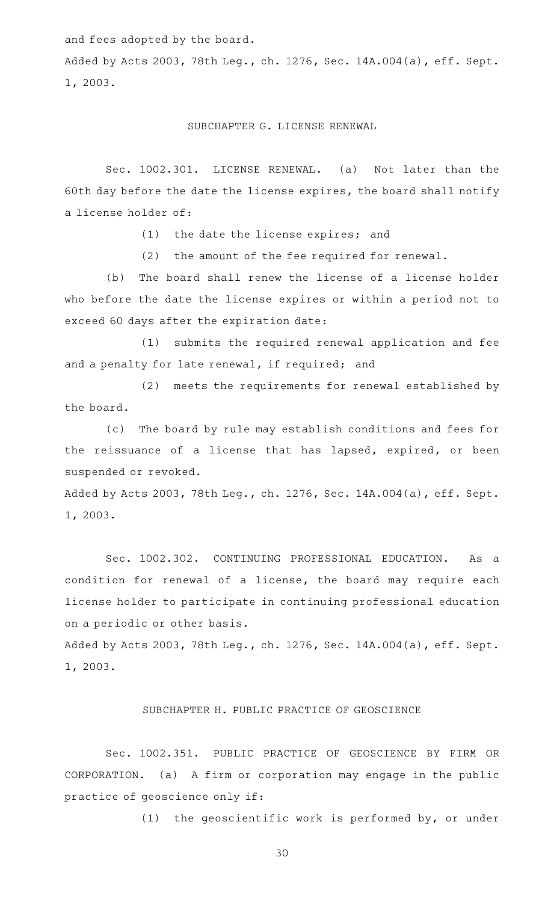and fees adopted by the board.

Added by Acts 2003, 78th Leg., ch. 1276, Sec. 14A.004(a), eff. Sept. 1, 2003.

## SUBCHAPTER G. LICENSE RENEWAL

Sec. 1002.301. LICENSE RENEWAL. (a) Not later than the 60th day before the date the license expires, the board shall notify a license holder of:

(1) the date the license expires; and

(2) the amount of the fee required for renewal.

(b) The board shall renew the license of a license holder who before the date the license expires or within a period not to exceed 60 days after the expiration date:

(1) submits the required renewal application and fee and a penalty for late renewal, if required; and

(2) meets the requirements for renewal established by the board.

(c) The board by rule may establish conditions and fees for the reissuance of a license that has lapsed, expired, or been suspended or revoked.

Added by Acts 2003, 78th Leg., ch. 1276, Sec. 14A.004(a), eff. Sept. 1, 2003.

Sec. 1002.302. CONTINUING PROFESSIONAL EDUCATION. As a condition for renewal of a license, the board may require each license holder to participate in continuing professional education on a periodic or other basis.

Added by Acts 2003, 78th Leg., ch. 1276, Sec. 14A.004(a), eff. Sept. 1, 2003.

## SUBCHAPTER H. PUBLIC PRACTICE OF GEOSCIENCE

Sec. 1002.351. PUBLIC PRACTICE OF GEOSCIENCE BY FIRM OR CORPORATION. (a) A firm or corporation may engage in the public practice of geoscience only if:

(1) the geoscientific work is performed by, or under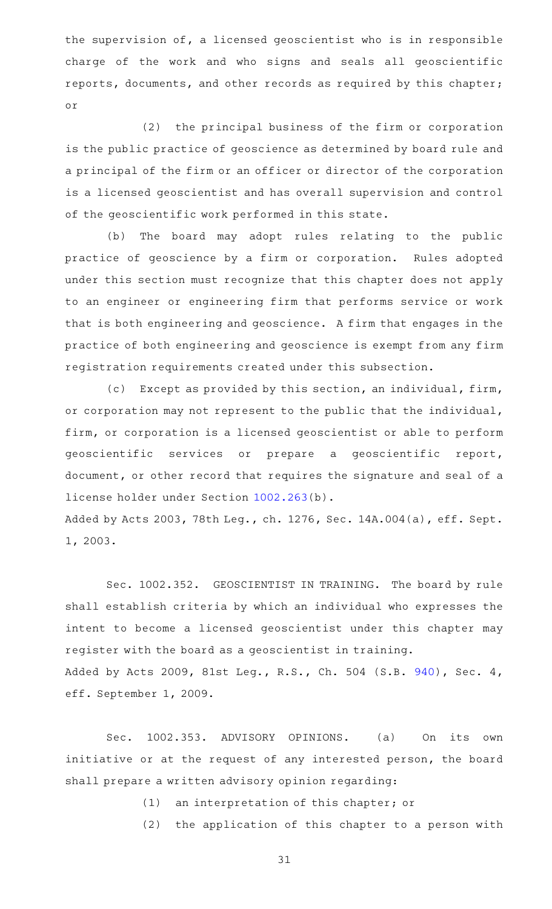the supervision of, a licensed geoscientist who is in responsible charge of the work and who signs and seals all geoscientific reports, documents, and other records as required by this chapter; or

(2) the principal business of the firm or corporation is the public practice of geoscience as determined by board rule and a principal of the firm or an officer or director of the corporation is a licensed geoscientist and has overall supervision and control of the geoscientific work performed in this state.

(b) The board may adopt rules relating to the public practice of geoscience by a firm or corporation. Rules adopted under this section must recognize that this chapter does not apply to an engineer or engineering firm that performs service or work that is both engineering and geoscience. A firm that engages in the practice of both engineering and geoscience is exempt from any firm registration requirements created under this subsection.

(c) Except as provided by this section, an individual, firm, or corporation may not represent to the public that the individual, firm, or corporation is a licensed geoscientist or able to perform geoscientific services or prepare a geoscientific report, document, or other record that requires the signature and seal of a license holder under Section 1002.263(b).

Added by Acts 2003, 78th Leg., ch. 1276, Sec. 14A.004(a), eff. Sept. 1, 2003.

Sec. 1002.352. GEOSCIENTIST IN TRAINING. The board by rule shall establish criteria by which an individual who expresses the intent to become a licensed geoscientist under this chapter may register with the board as a geoscientist in training.

Added by Acts 2009, 81st Leg., R.S., Ch. 504 (S.B. 940), Sec. 4, eff. September 1, 2009.

Sec. 1002.353. ADVISORY OPINIONS. (a) On its own initiative or at the request of any interested person, the board shall prepare a written advisory opinion regarding:

(1) an interpretation of this chapter; or

(2) the application of this chapter to a person with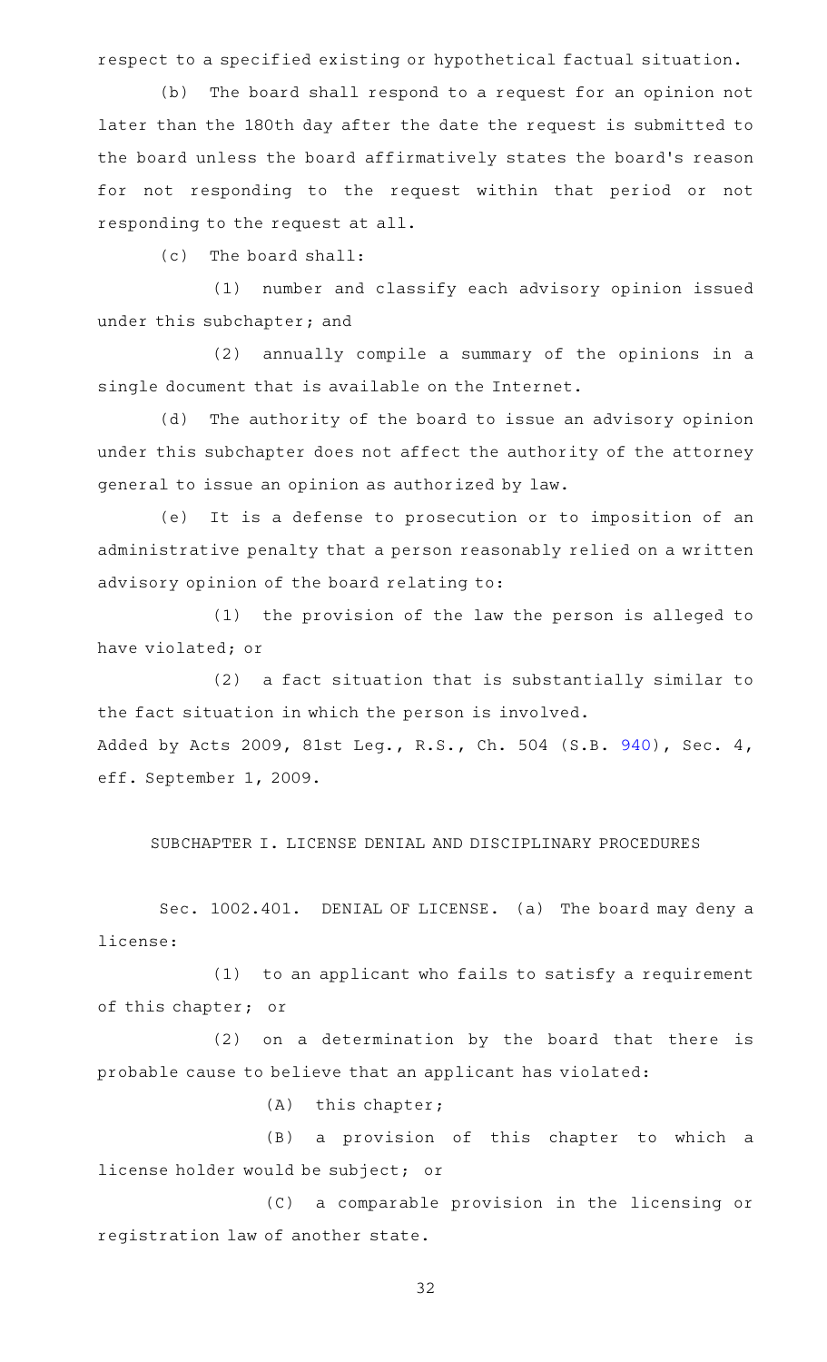respect to a specified existing or hypothetical factual situation.

(b) The board shall respond to a request for an opinion not later than the 180th day after the date the request is submitted to the board unless the board affirmatively states the board's reason for not responding to the request within that period or not responding to the request at all.

(c) The board shall:

(1) number and classify each advisory opinion issued under this subchapter; and

(2) annually compile a summary of the opinions in a single document that is available on the Internet.

(d) The authority of the board to issue an advisory opinion under this subchapter does not affect the authority of the attorney general to issue an opinion as authorized by law.

(e) It is a defense to prosecution or to imposition of an administrative penalty that a person reasonably relied on a written advisory opinion of the board relating to:

(1) the provision of the law the person is alleged to have violated; or

(2) a fact situation that is substantially similar to the fact situation in which the person is involved.

Added by Acts 2009, 81st Leg., R.S., Ch. 504 (S.B. 940), Sec. 4, eff. September 1, 2009.

## SUBCHAPTER I. LICENSE DENIAL AND DISCIPLINARY PROCEDURES

Sec. 1002.401. DENIAL OF LICENSE. (a) The board may deny a license:

(1) to an applicant who fails to satisfy a requirement of this chapter; or

(2) on a determination by the board that there is probable cause to believe that an applicant has violated:

(A) this chapter;

(B) a provision of this chapter to which a license holder would be subject; or

(C) a comparable provision in the licensing or registration law of another state.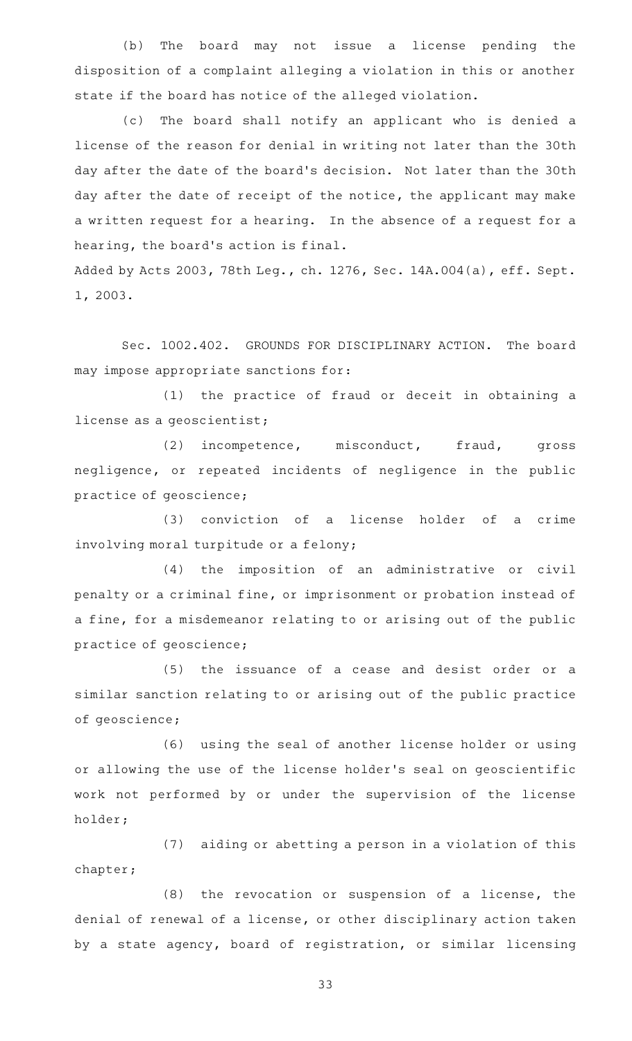(b) The board may not issue a license pending the disposition of a complaint alleging a violation in this or another state if the board has notice of the alleged violation.

(c) The board shall notify an applicant who is denied a license of the reason for denial in writing not later than the 30th day after the date of the board's decision. Not later than the 30th day after the date of receipt of the notice, the applicant may make a written request for a hearing. In the absence of a request for a hearing, the board's action is final.

Added by Acts 2003, 78th Leg., ch. 1276, Sec. 14A.004(a), eff. Sept. 1, 2003.

Sec. 1002.402. GROUNDS FOR DISCIPLINARY ACTION. The board may impose appropriate sanctions for:

(1) the practice of fraud or deceit in obtaining a license as a geoscientist;

(2) incompetence, misconduct, fraud, gross negligence, or repeated incidents of negligence in the public practice of geoscience;

(3) conviction of a license holder of a crime involving moral turpitude or a felony;

(4) the imposition of an administrative or civil penalty or a criminal fine, or imprisonment or probation instead of a fine, for a misdemeanor relating to or arising out of the public practice of geoscience;

(5) the issuance of a cease and desist order or a similar sanction relating to or arising out of the public practice of geoscience;

(6) using the seal of another license holder or using or allowing the use of the license holder's seal on geoscientific work not performed by or under the supervision of the license holder;

(7) aiding or abetting a person in a violation of this chapter;

(8) the revocation or suspension of a license, the denial of renewal of a license, or other disciplinary action taken by a state agency, board of registration, or similar licensing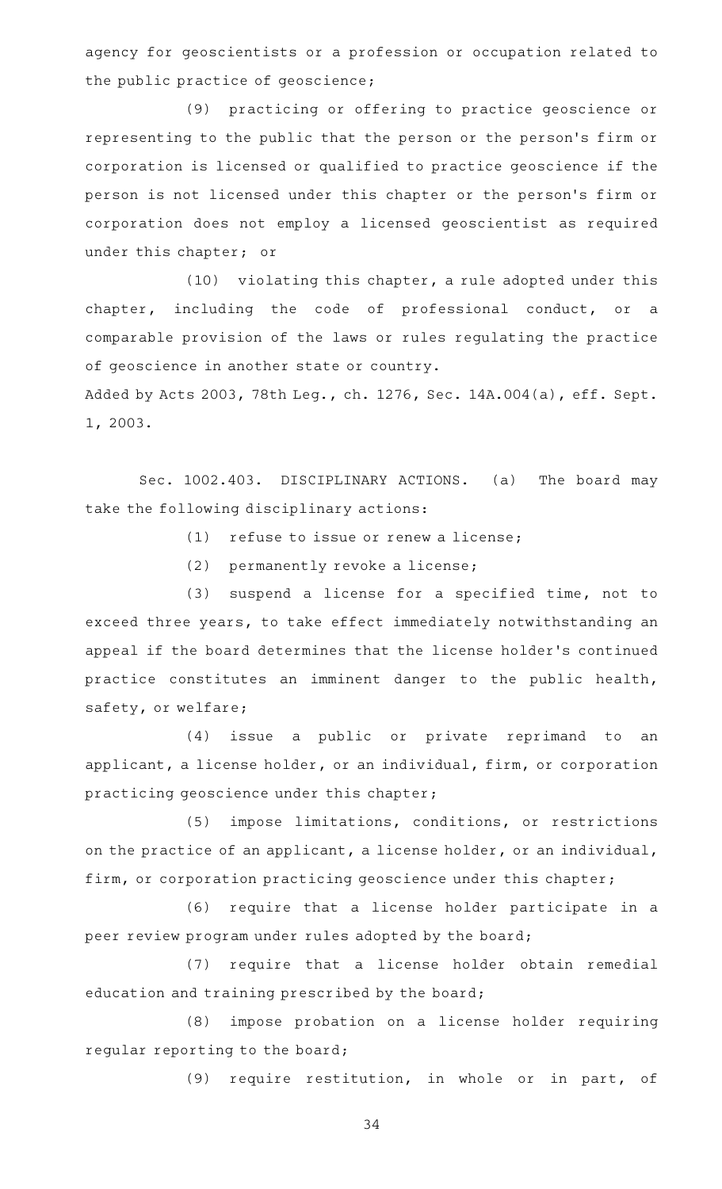agency for geoscientists or a profession or occupation related to the public practice of geoscience;

(9) practicing or offering to practice geoscience or representing to the public that the person or the person's firm or corporation is licensed or qualified to practice geoscience if the person is not licensed under this chapter or the person's firm or corporation does not employ a licensed geoscientist as required under this chapter; or

(10) violating this chapter, a rule adopted under this chapter, including the code of professional conduct, or a comparable provision of the laws or rules regulating the practice of geoscience in another state or country.

Added by Acts 2003, 78th Leg., ch. 1276, Sec. 14A.004(a), eff. Sept. 1, 2003.

Sec. 1002.403. DISCIPLINARY ACTIONS. (a) The board may take the following disciplinary actions:

(1) refuse to issue or renew a license;

(2) permanently revoke a license;

(3) suspend a license for a specified time, not to exceed three years, to take effect immediately notwithstanding an appeal if the board determines that the license holder's continued practice constitutes an imminent danger to the public health, safety, or welfare;

(4) issue a public or private reprimand to an applicant, a license holder, or an individual, firm, or corporation practicing geoscience under this chapter;

(5) impose limitations, conditions, or restrictions on the practice of an applicant, a license holder, or an individual, firm, or corporation practicing geoscience under this chapter;

(6) require that a license holder participate in a peer review program under rules adopted by the board;

(7) require that a license holder obtain remedial education and training prescribed by the board;

(8) impose probation on a license holder requiring regular reporting to the board;

(9) require restitution, in whole or in part, of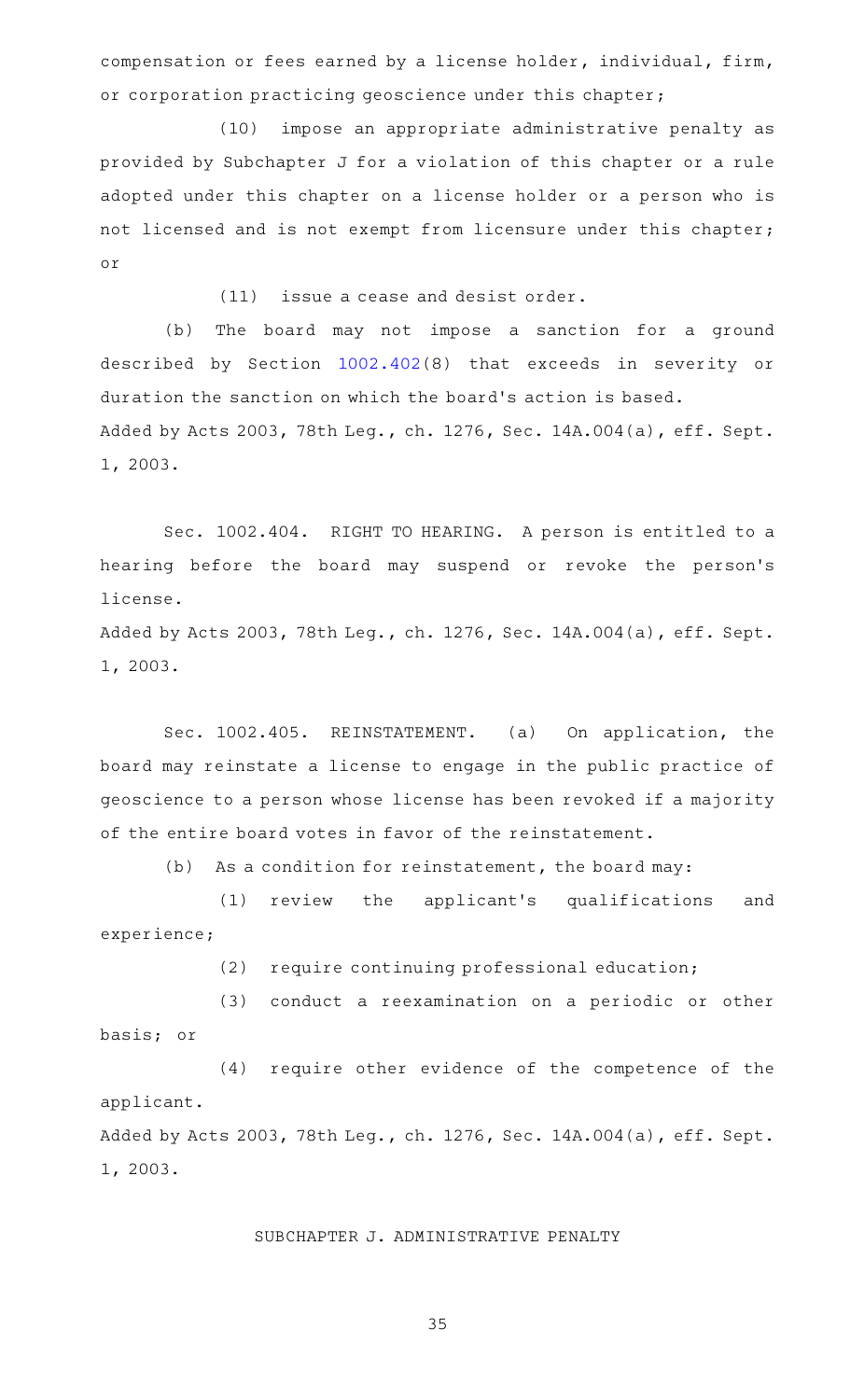compensation or fees earned by a license holder, individual, firm, or corporation practicing geoscience under this chapter;

(10) impose an appropriate administrative penalty as provided by Subchapter J for a violation of this chapter or a rule adopted under this chapter on a license holder or a person who is not licensed and is not exempt from licensure under this chapter; or

(11) issue a cease and desist order.

(b) The board may not impose a sanction for a ground described by Section 1002.402(8) that exceeds in severity or duration the sanction on which the board's action is based.

Added by Acts 2003, 78th Leg., ch. 1276, Sec. 14A.004(a), eff. Sept. 1, 2003.

Sec. 1002.404. RIGHT TO HEARING. A person is entitled to a hearing before the board may suspend or revoke the person's license.

Added by Acts 2003, 78th Leg., ch. 1276, Sec. 14A.004(a), eff. Sept. 1, 2003.

Sec. 1002.405. REINSTATEMENT. (a) On application, the board may reinstate a license to engage in the public practice of geoscience to a person whose license has been revoked if a majority of the entire board votes in favor of the reinstatement.

(b) As a condition for reinstatement, the board may:

(1) review the applicant's qualifications and experience;

(2) require continuing professional education;

(3) conduct a reexamination on a periodic or other basis; or

(4) require other evidence of the competence of the applicant.

Added by Acts 2003, 78th Leg., ch. 1276, Sec. 14A.004(a), eff. Sept. 1, 2003.

SUBCHAPTER J. ADMINISTRATIVE PENALTY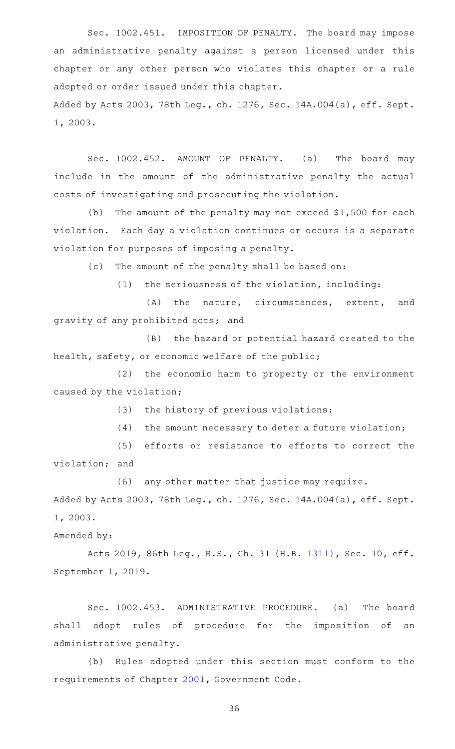Sec. 1002.451. IMPOSITION OF PENALTY. The board may impose an administrative penalty against a person licensed under this chapter or any other person who violates this chapter or a rule adopted or order issued under this chapter.

Added by Acts 2003, 78th Leg., ch. 1276, Sec. 14A.004(a), eff. Sept. 1, 2003.

Sec. 1002.452. AMOUNT OF PENALTY. (a) The board may include in the amount of the administrative penalty the actual costs of investigating and prosecuting the violation.

(b) The amount of the penalty may not exceed $1,500 for each violation. Each day a violation continues or occurs is a separate violation for purposes of imposing a penalty.

(c) The amount of the penalty shall be based on:

(1) the seriousness of the violation, including:

(A) the nature, circumstances, extent, and gravity of any prohibited acts; and

(B) the hazard or potential hazard created to the health, safety, or economic welfare of the public;

(2) the economic harm to property or the environment caused by the violation;

(3) the history of previous violations;

(4) the amount necessary to deter a future violation;

(5) efforts or resistance to efforts to correct the violation; and

(6) any other matter that justice may require.

Added by Acts 2003, 78th Leg., ch. 1276, Sec. 14A.004(a), eff. Sept. 1, 2003.

Amended by:

Acts 2019, 86th Leg., R.S., Ch. 31 (H.B. 1311), Sec. 10, eff. September 1, 2019.

Sec. 1002.453. ADMINISTRATIVE PROCEDURE. (a) The board shall adopt rules of procedure for the imposition of an administrative penalty.

(b) Rules adopted under this section must conform to the requirements of Chapter 2001, Government Code.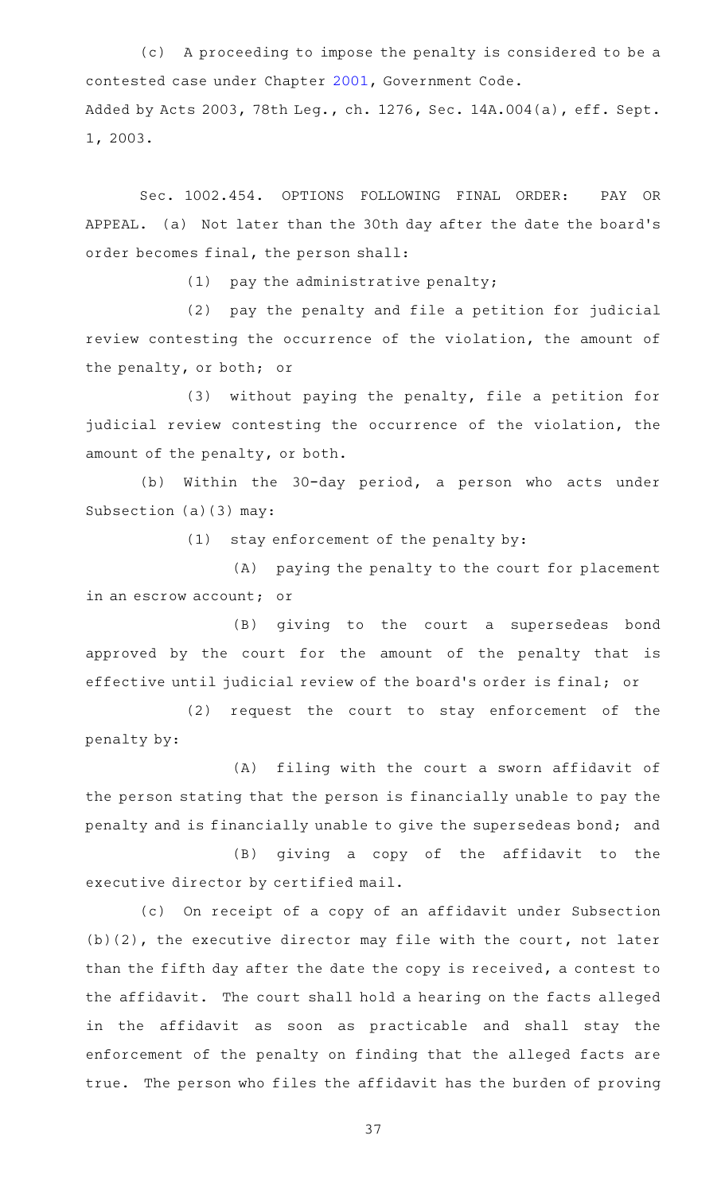(c) A proceeding to impose the penalty is considered to be a contested case under Chapter 2001, Government Code.

Added by Acts 2003, 78th Leg., ch. 1276, Sec. 14A.004(a), eff. Sept. 1, 2003.

Sec. 1002.454. OPTIONS FOLLOWING FINAL ORDER: PAY OR APPEAL. (a) Not later than the 30th day after the date the board's order becomes final, the person shall:

(1) pay the administrative penalty;

(2) pay the penalty and file a petition for judicial review contesting the occurrence of the violation, the amount of the penalty, or both; or

(3) without paying the penalty, file a petition for judicial review contesting the occurrence of the violation, the amount of the penalty, or both.

(b) Within the 30-day period, a person who acts under Subsection (a)(3) may:

(1) stay enforcement of the penalty by:

(A) paying the penalty to the court for placement in an escrow account; or

(B) giving to the court a supersedeas bond approved by the court for the amount of the penalty that is effective until judicial review of the board's order is final; or

(2) request the court to stay enforcement of the penalty by:

(A) filing with the court a sworn affidavit of the person stating that the person is financially unable to pay the penalty and is financially unable to give the supersedeas bond; and

(B) giving a copy of the affidavit to the executive director by certified mail.

(c) On receipt of a copy of an affidavit under Subsection (b)(2), the executive director may file with the court, not later than the fifth day after the date the copy is received, a contest to the affidavit. The court shall hold a hearing on the facts alleged in the affidavit as soon as practicable and shall stay the enforcement of the penalty on finding that the alleged facts are true. The person who files the affidavit has the burden of proving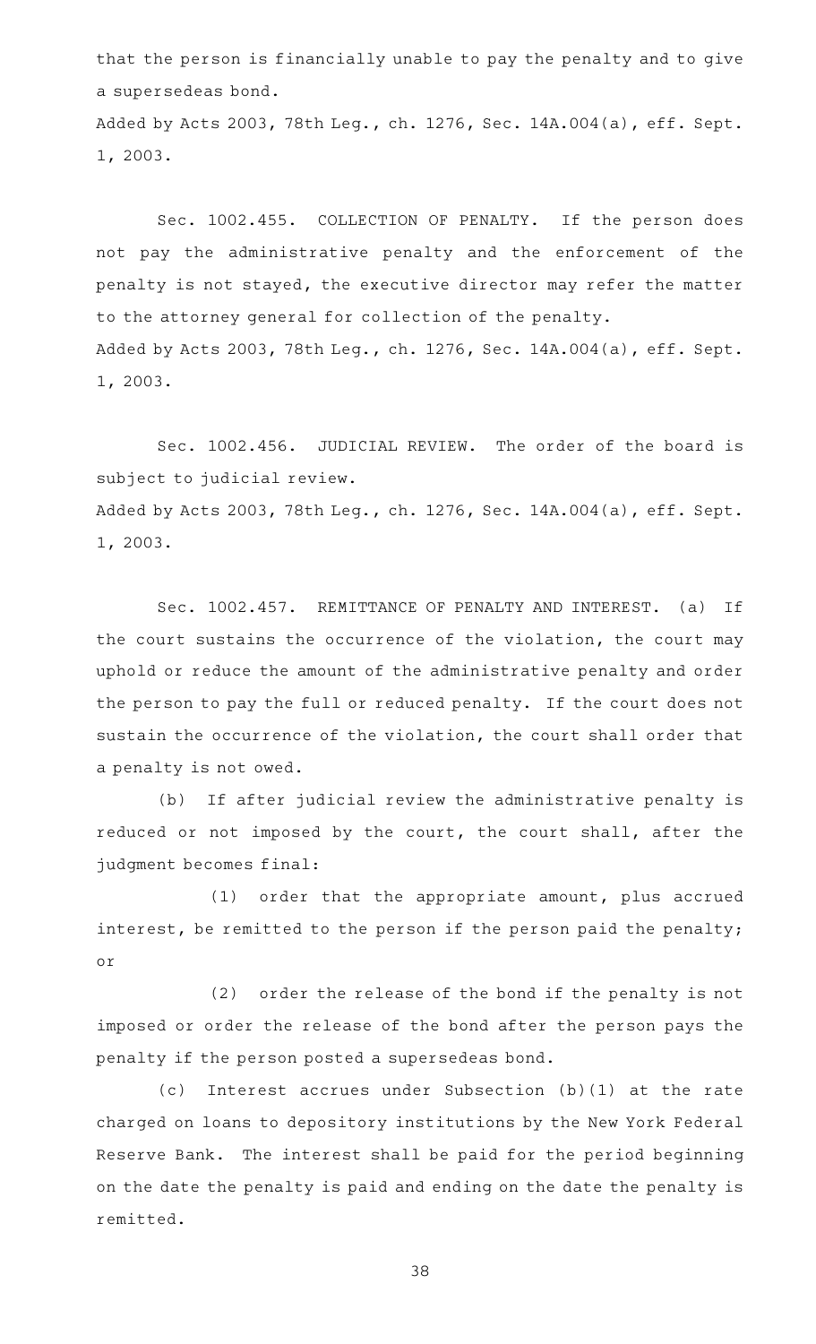that the person is financially unable to pay the penalty and to give a supersedeas bond.

Added by Acts 2003, 78th Leg., ch. 1276, Sec. 14A.004(a), eff. Sept. 1, 2003.

Sec. 1002.455. COLLECTION OF PENALTY. If the person does not pay the administrative penalty and the enforcement of the penalty is not stayed, the executive director may refer the matter to the attorney general for collection of the penalty.

Added by Acts 2003, 78th Leg., ch. 1276, Sec. 14A.004(a), eff. Sept. 1, 2003.

Sec. 1002.456. JUDICIAL REVIEW. The order of the board is subject to judicial review.

Added by Acts 2003, 78th Leg., ch. 1276, Sec. 14A.004(a), eff. Sept. 1, 2003.

Sec. 1002.457. REMITTANCE OF PENALTY AND INTEREST. (a) If the court sustains the occurrence of the violation, the court may uphold or reduce the amount of the administrative penalty and order the person to pay the full or reduced penalty. If the court does not sustain the occurrence of the violation, the court shall order that a penalty is not owed.

(b) If after judicial review the administrative penalty is reduced or not imposed by the court, the court shall, after the judgment becomes final:

(1) order that the appropriate amount, plus accrued interest, be remitted to the person if the person paid the penalty; or

(2) order the release of the bond if the penalty is not imposed or order the release of the bond after the person pays the penalty if the person posted a supersedeas bond.

(c) Interest accrues under Subsection (b)(1) at the rate charged on loans to depository institutions by the New York Federal Reserve Bank. The interest shall be paid for the period beginning on the date the penalty is paid and ending on the date the penalty is remitted.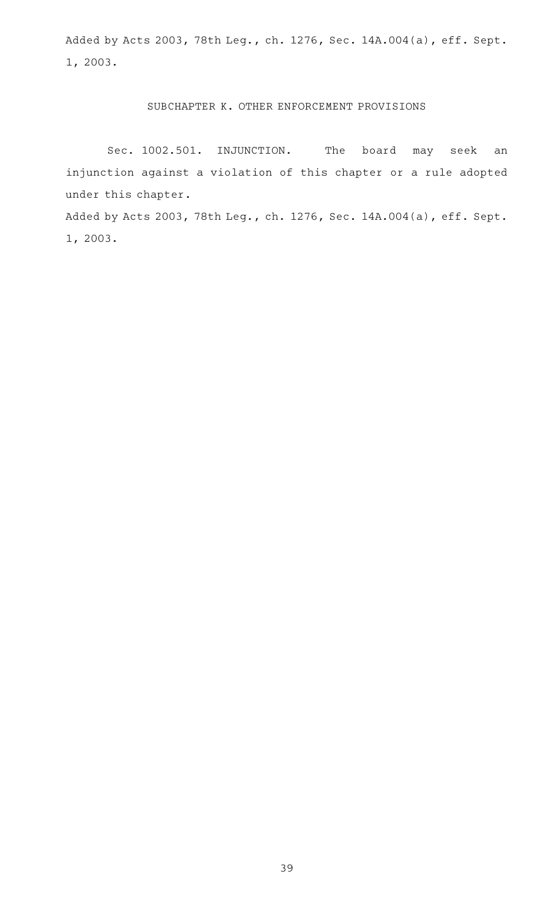Added by Acts 2003, 78th Leg., ch. 1276, Sec. 14A.004(a), eff. Sept. 1, 2003.

## SUBCHAPTER K. OTHER ENFORCEMENT PROVISIONS

Sec. 1002.501. INJUNCTION. The board may seek an injunction against a violation of this chapter or a rule adopted under this chapter.

Added by Acts 2003, 78th Leg., ch. 1276, Sec. 14A.004(a), eff. Sept. 1, 2003.